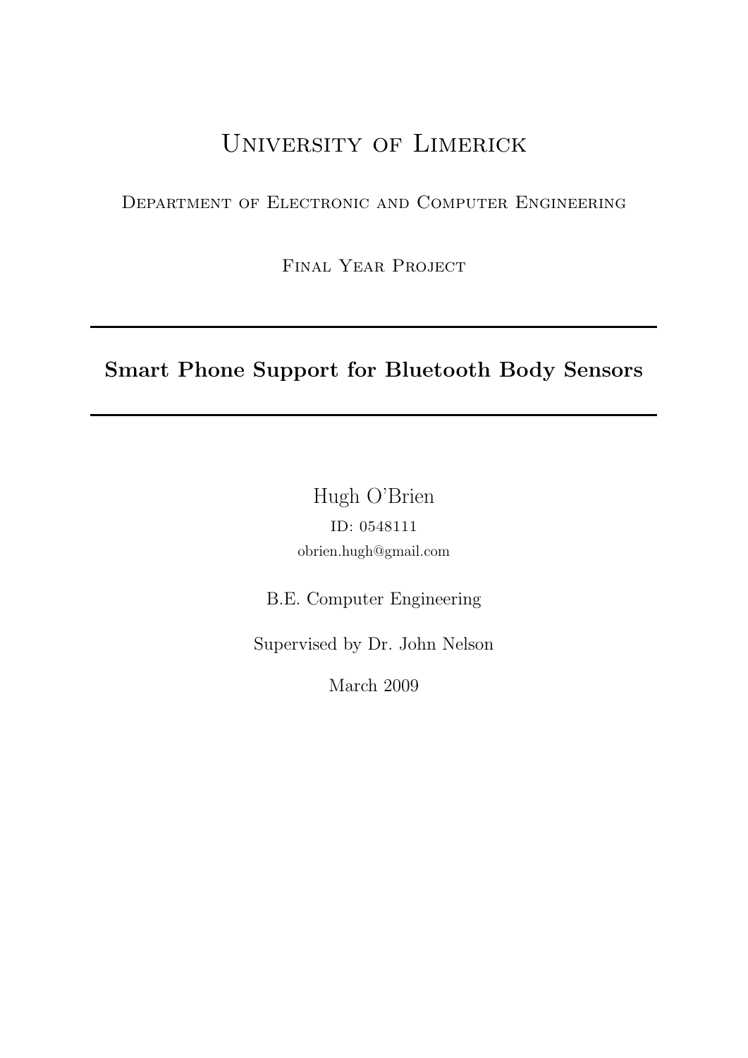# University of Limerick

Department of Electronic and Computer Engineering

Final Year Project

---

## Smart Phone Support for Bluetooth Body Sensors

---

Hugh O'Brien

ID: 0548111

obrien.hugh@gmail.com

B.E. Computer Engineering

Supervised by Dr. John Nelson

March 2009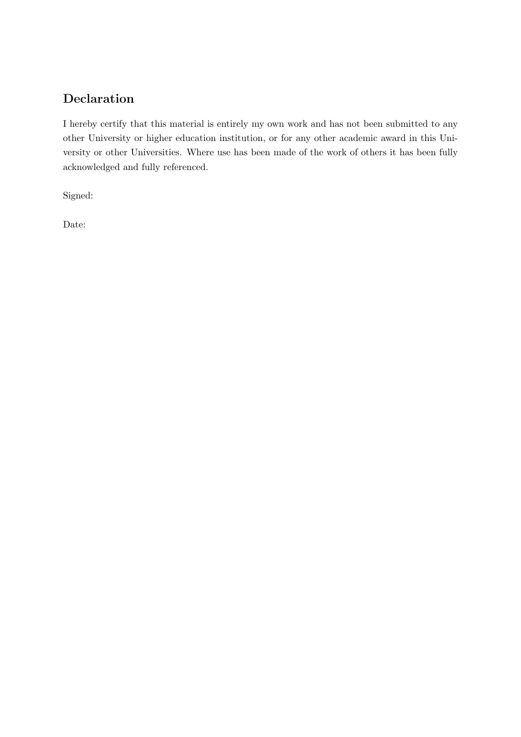## Declaration

I hereby certify that this material is entirely my own work and has not been submitted to any other University or higher education institution, or for any other academic award in this University or other Universities. Where use has been made of the work of others it has been fully acknowledged and fully referenced.

Signed:

Date: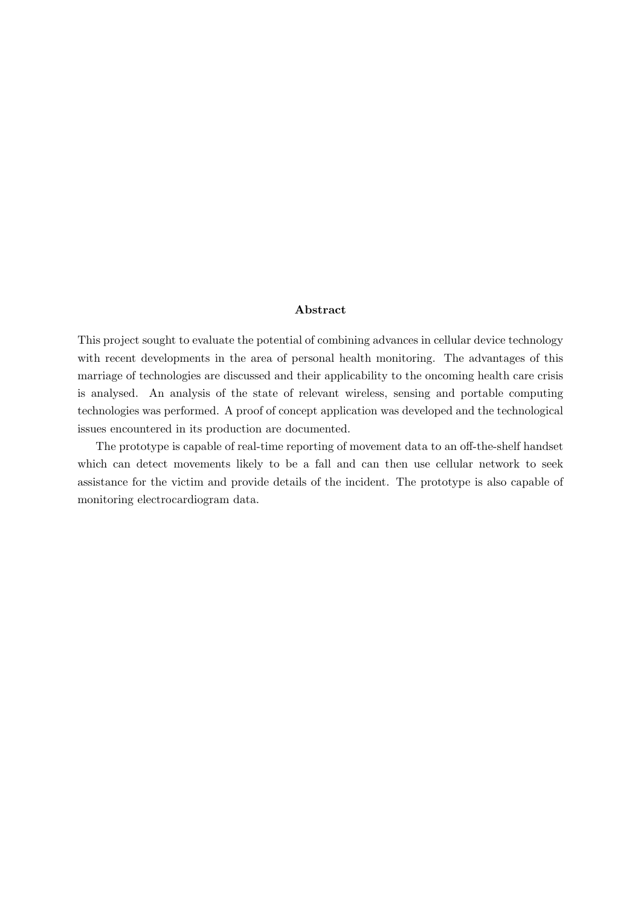## Abstract

This project sought to evaluate the potential of combining advances in cellular device technology with recent developments in the area of personal health monitoring. The advantages of this marriage of technologies are discussed and their applicability to the oncoming health care crisis is analysed. An analysis of the state of relevant wireless, sensing and portable computing technologies was performed. A proof of concept application was developed and the technological issues encountered in its production are documented.

The prototype is capable of real-time reporting of movement data to an off-the-shelf handset which can detect movements likely to be a fall and can then use cellular network to seek assistance for the victim and provide details of the incident. The prototype is also capable of monitoring electrocardiogram data.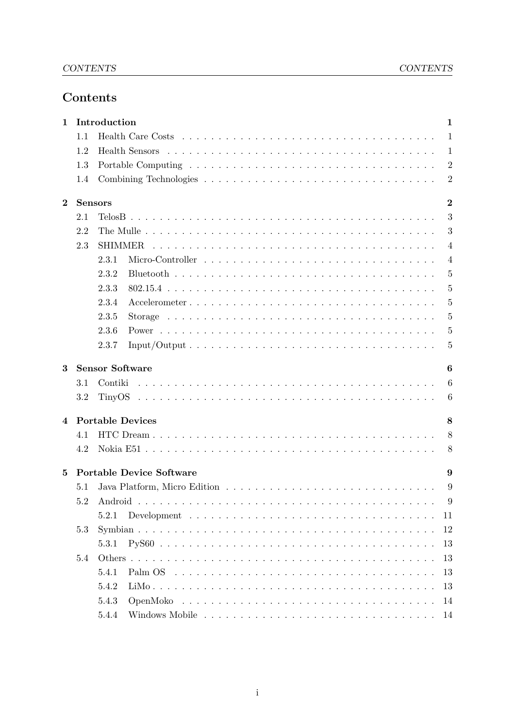# Contents

- **1 Introduction** — 1
  - 1.1 Health Care Costs — 1
  - 1.2 Health Sensors — 1
  - 1.3 Portable Computing — 2
  - 1.4 Combining Technologies — 2
- **2 Sensors** — 2
  - 2.1 TelosB — 3
  - 2.2 The Mulle — 3
  - 2.3 SHIMMER — 4
    - 2.3.1 Micro-Controller — 4
    - 2.3.2 Bluetooth — 5
    - 2.3.3 802.15.4 — 5
    - 2.3.4 Accelerometer — 5
    - 2.3.5 Storage — 5
    - 2.3.6 Power — 5
    - 2.3.7 Input/Output — 5
- **3 Sensor Software** — 6
  - 3.1 Contiki — 6
  - 3.2 TinyOS — 6
- **4 Portable Devices** — 8
  - 4.1 HTC Dream — 8
  - 4.2 Nokia E51 — 8
- **5 Portable Device Software** — 9
  - 5.1 Java Platform, Micro Edition — 9
  - 5.2 Android — 9
    - 5.2.1 Development — 11
  - 5.3 Symbian — 12
    - 5.3.1 PyS60 — 13
  - 5.4 Others — 13
    - 5.4.1 Palm OS — 13
    - 5.4.2 LiMo — 13
    - 5.4.3 OpenMoko — 14
    - 5.4.4 Windows Mobile — 14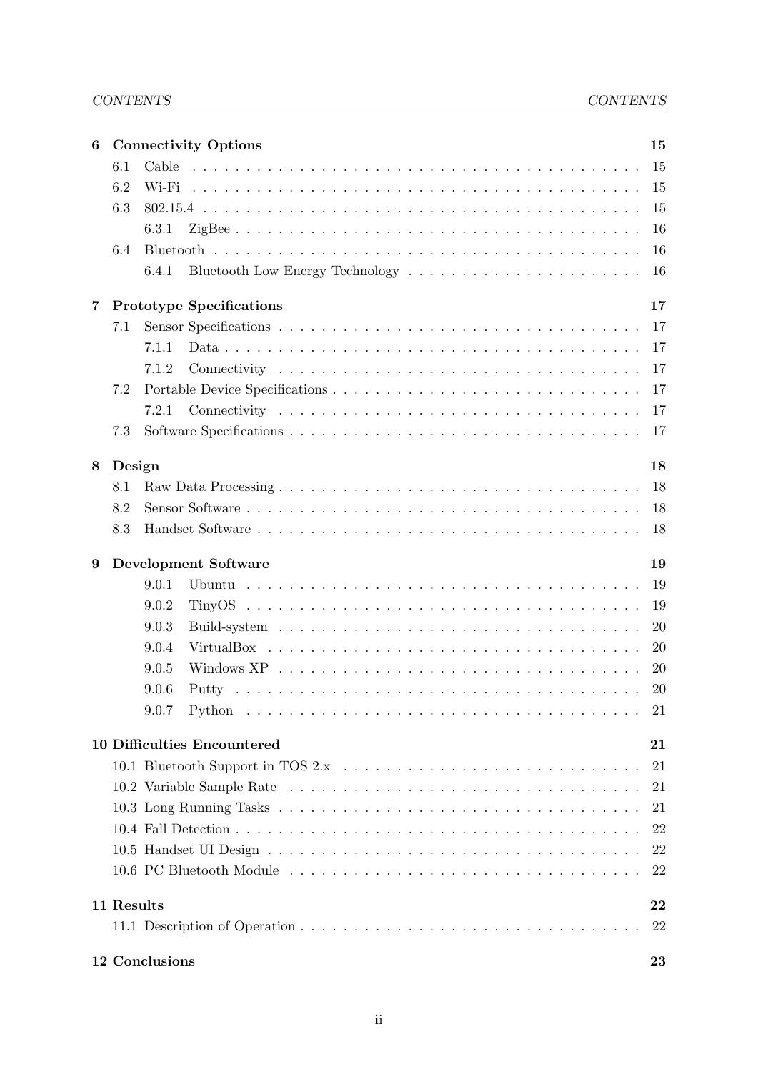| | | |
|---|---|---|
| **6** | **Connectivity Options** | **15** |
| 6.1 | Cable | 15 |
| 6.2 | Wi-Fi | 15 |
| 6.3 | 802.15.4 | 15 |
| 6.3.1 | ZigBee | 16 |
| 6.4 | Bluetooth | 16 |
| 6.4.1 | Bluetooth Low Energy Technology | 16 |
| **7** | **Prototype Specifications** | **17** |
| 7.1 | Sensor Specifications | 17 |
| 7.1.1 | Data | 17 |
| 7.1.2 | Connectivity | 17 |
| 7.2 | Portable Device Specifications | 17 |
| 7.2.1 | Connectivity | 17 |
| 7.3 | Software Specifications | 17 |
| **8** | **Design** | **18** |
| 8.1 | Raw Data Processing | 18 |
| 8.2 | Sensor Software | 18 |
| 8.3 | Handset Software | 18 |
| **9** | **Development Software** | **19** |
| 9.0.1 | Ubuntu | 19 |
| 9.0.2 | TinyOS | 19 |
| 9.0.3 | Build-system | 20 |
| 9.0.4 | VirtualBox | 20 |
| 9.0.5 | Windows XP | 20 |
| 9.0.6 | Putty | 20 |
| 9.0.7 | Python | 21 |
| **10** | **Difficulties Encountered** | **21** |
| 10.1 | Bluetooth Support in TOS 2.x | 21 |
| 10.2 | Variable Sample Rate | 21 |
| 10.3 | Long Running Tasks | 21 |
| 10.4 | Fall Detection | 22 |
| 10.5 | Handset UI Design | 22 |
| 10.6 | PC Bluetooth Module | 22 |
| **11** | **Results** | **22** |
| 11.1 | Description of Operation | 22 |
| **12** | **Conclusions** | **23** |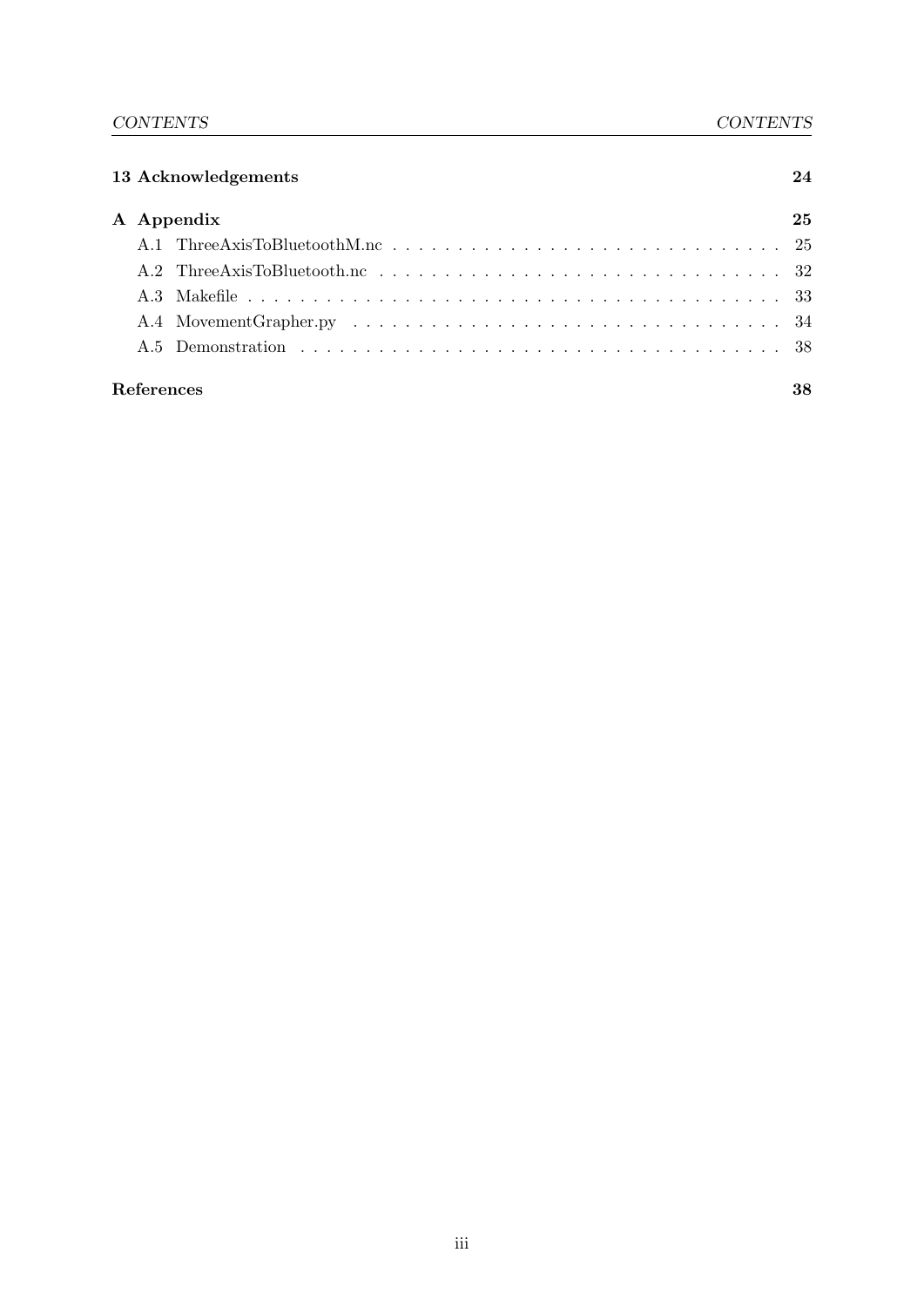**13 Acknowledgements** 24

**A Appendix** 25

- A.1 ThreeAxisToBluetoothM.nc . . . . . . . . . . . . . . . . . . . . . . . . . . . . . . 25
- A.2 ThreeAxisToBluetooth.nc . . . . . . . . . . . . . . . . . . . . . . . . . . . . . . . 32
- A.3 Makefile . . . . . . . . . . . . . . . . . . . . . . . . . . . . . . . . . . . . . . . . 33
- A.4 MovementGrapher.py . . . . . . . . . . . . . . . . . . . . . . . . . . . . . . . . 34
- A.5 Demonstration . . . . . . . . . . . . . . . . . . . . . . . . . . . . . . . . . . . . 38

**References** 38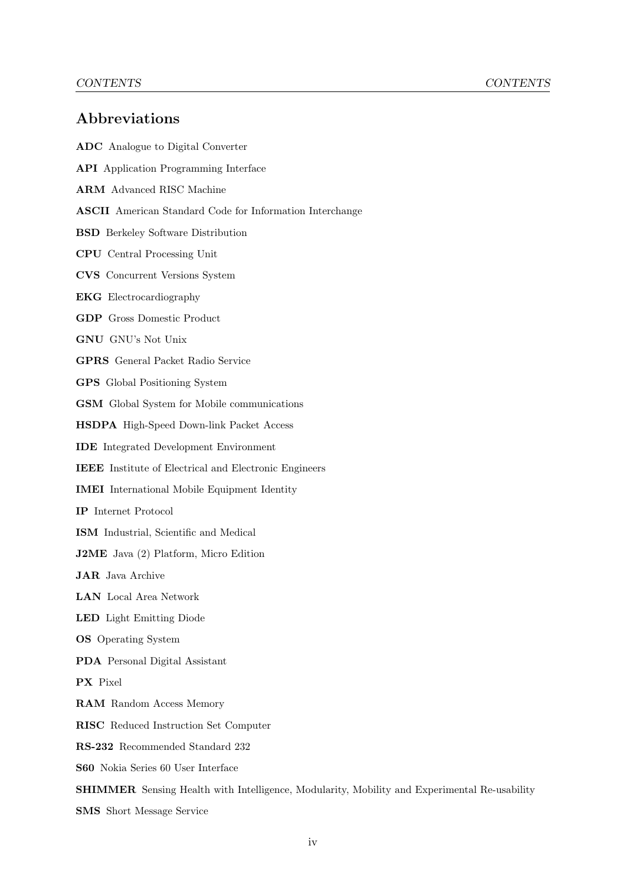## Abbreviations

**ADC** Analogue to Digital Converter

**API** Application Programming Interface

**ARM** Advanced RISC Machine

**ASCII** American Standard Code for Information Interchange

**BSD** Berkeley Software Distribution

**CPU** Central Processing Unit

**CVS** Concurrent Versions System

**EKG** Electrocardiography

**GDP** Gross Domestic Product

**GNU** GNU's Not Unix

**GPRS** General Packet Radio Service

**GPS** Global Positioning System

**GSM** Global System for Mobile communications

**HSDPA** High-Speed Down-link Packet Access

**IDE** Integrated Development Environment

**IEEE** Institute of Electrical and Electronic Engineers

**IMEI** International Mobile Equipment Identity

**IP** Internet Protocol

**ISM** Industrial, Scientific and Medical

**J2ME** Java (2) Platform, Micro Edition

**JAR** Java Archive

**LAN** Local Area Network

**LED** Light Emitting Diode

**OS** Operating System

**PDA** Personal Digital Assistant

**PX** Pixel

**RAM** Random Access Memory

**RISC** Reduced Instruction Set Computer

**RS-232** Recommended Standard 232

**S60** Nokia Series 60 User Interface

**SHIMMER** Sensing Health with Intelligence, Modularity, Mobility and Experimental Re-usability

**SMS** Short Message Service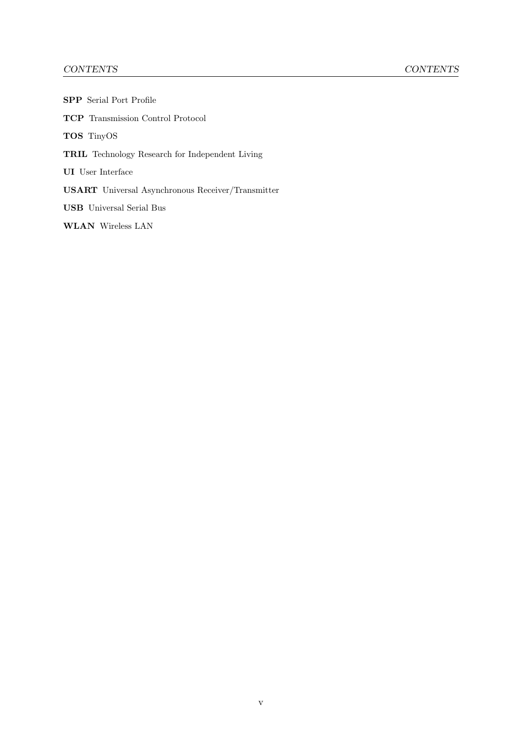**SPP** Serial Port Profile

**TCP** Transmission Control Protocol

**TOS** TinyOS

**TRIL** Technology Research for Independent Living

**UI** User Interface

**USART** Universal Asynchronous Receiver/Transmitter

**USB** Universal Serial Bus

**WLAN** Wireless LAN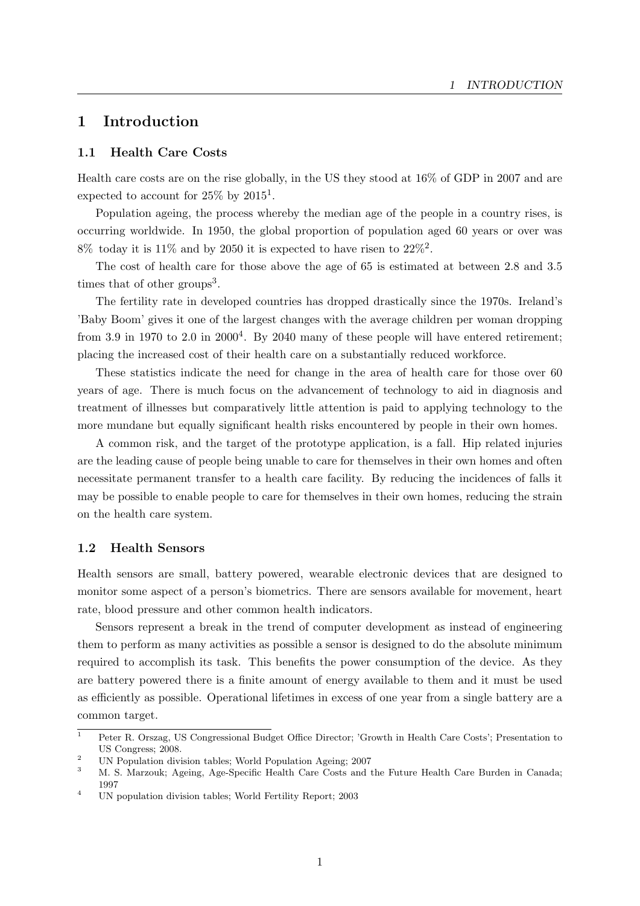# 1 Introduction

## 1.1 Health Care Costs

Health care costs are on the rise globally, in the US they stood at 16% of GDP in 2007 and are expected to account for 25% by 2015[1].

Population ageing, the process whereby the median age of the people in a country rises, is occurring worldwide. In 1950, the global proportion of population aged 60 years or over was 8% today it is 11% and by 2050 it is expected to have risen to 22%[2].

The cost of health care for those above the age of 65 is estimated at between 2.8 and 3.5 times that of other groups[3].

The fertility rate in developed countries has dropped drastically since the 1970s. Ireland's 'Baby Boom' gives it one of the largest changes with the average children per woman dropping from 3.9 in 1970 to 2.0 in 2000[4]. By 2040 many of these people will have entered retirement; placing the increased cost of their health care on a substantially reduced workforce.

These statistics indicate the need for change in the area of health care for those over 60 years of age. There is much focus on the advancement of technology to aid in diagnosis and treatment of illnesses but comparatively little attention is paid to applying technology to the more mundane but equally significant health risks encountered by people in their own homes.

A common risk, and the target of the prototype application, is a fall. Hip related injuries are the leading cause of people being unable to care for themselves in their own homes and often necessitate permanent transfer to a health care facility. By reducing the incidences of falls it may be possible to enable people to care for themselves in their own homes, reducing the strain on the health care system.

## 1.2 Health Sensors

Health sensors are small, battery powered, wearable electronic devices that are designed to monitor some aspect of a person's biometrics. There are sensors available for movement, heart rate, blood pressure and other common health indicators.

Sensors represent a break in the trend of computer development as instead of engineering them to perform as many activities as possible a sensor is designed to do the absolute minimum required to accomplish its task. This benefits the power consumption of the device. As they are battery powered there is a finite amount of energy available to them and it must be used as efficiently as possible. Operational lifetimes in excess of one year from a single battery are a common target.

---

[1] Peter R. Orszag, US Congressional Budget Office Director; 'Growth in Health Care Costs'; Presentation to US Congress; 2008.

[2] UN Population division tables; World Population Ageing; 2007

[3] M. S. Marzouk; Ageing, Age-Specific Health Care Costs and the Future Health Care Burden in Canada; 1997

[4] UN population division tables; World Fertility Report; 2003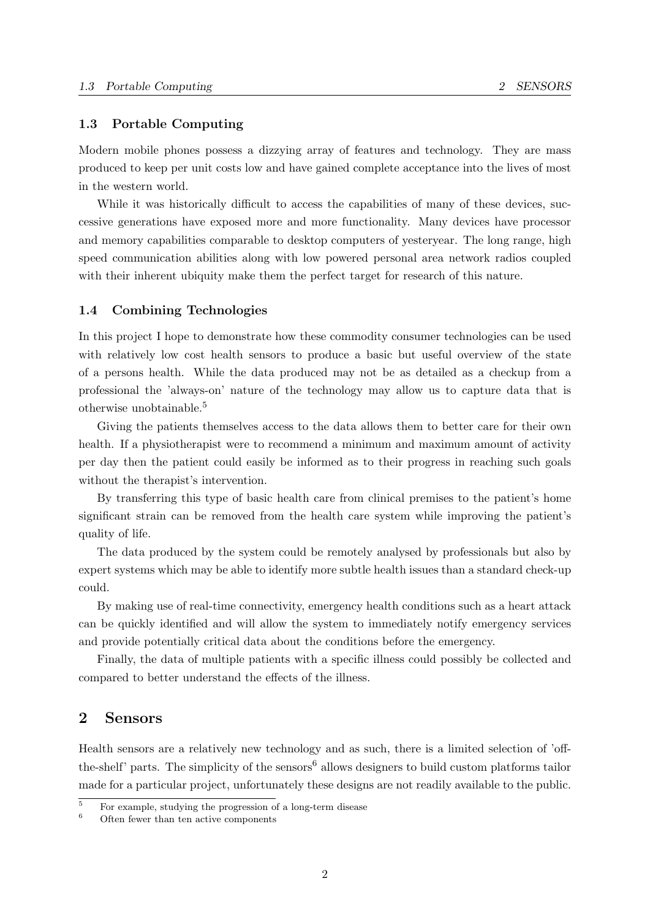### 1.3 Portable Computing

Modern mobile phones possess a dizzying array of features and technology. They are mass produced to keep per unit costs low and have gained complete acceptance into the lives of most in the western world.

While it was historically difficult to access the capabilities of many of these devices, successive generations have exposed more and more functionality. Many devices have processor and memory capabilities comparable to desktop computers of yesteryear. The long range, high speed communication abilities along with low powered personal area network radios coupled with their inherent ubiquity make them the perfect target for research of this nature.

### 1.4 Combining Technologies

In this project I hope to demonstrate how these commodity consumer technologies can be used with relatively low cost health sensors to produce a basic but useful overview of the state of a persons health. While the data produced may not be as detailed as a checkup from a professional the 'always-on' nature of the technology may allow us to capture data that is otherwise unobtainable.[5]

Giving the patients themselves access to the data allows them to better care for their own health. If a physiotherapist were to recommend a minimum and maximum amount of activity per day then the patient could easily be informed as to their progress in reaching such goals without the therapist's intervention.

By transferring this type of basic health care from clinical premises to the patient's home significant strain can be removed from the health care system while improving the patient's quality of life.

The data produced by the system could be remotely analysed by professionals but also by expert systems which may be able to identify more subtle health issues than a standard check-up could.

By making use of real-time connectivity, emergency health conditions such as a heart attack can be quickly identified and will allow the system to immediately notify emergency services and provide potentially critical data about the conditions before the emergency.

Finally, the data of multiple patients with a specific illness could possibly be collected and compared to better understand the effects of the illness.

## 2 Sensors

Health sensors are a relatively new technology and as such, there is a limited selection of 'off-the-shelf' parts. The simplicity of the sensors[6] allows designers to build custom platforms tailor made for a particular project, unfortunately these designs are not readily available to the public.

[5] For example, studying the progression of a long-term disease

[6] Often fewer than ten active components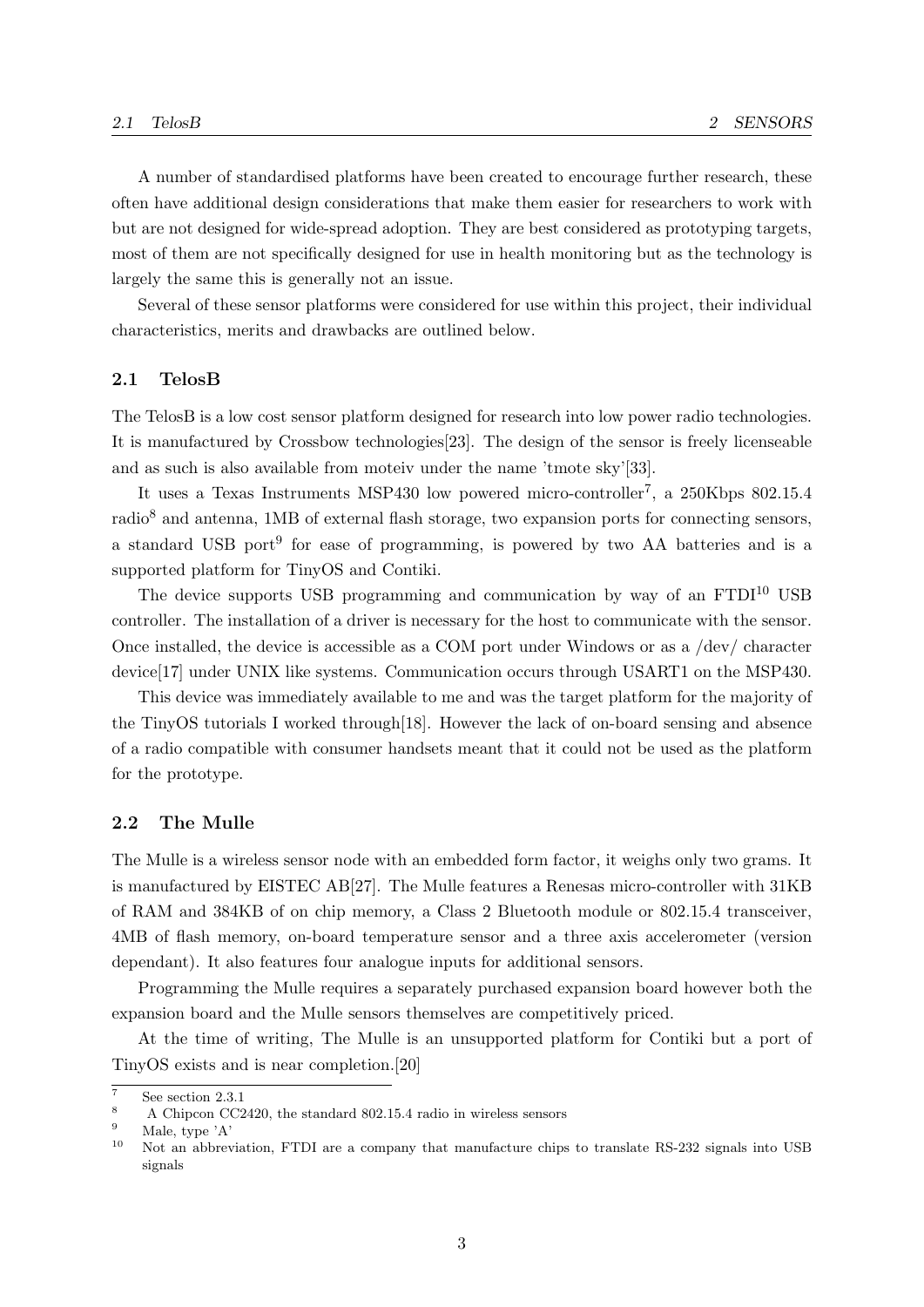A number of standardised platforms have been created to encourage further research, these often have additional design considerations that make them easier for researchers to work with but are not designed for wide-spread adoption. They are best considered as prototyping targets, most of them are not specifically designed for use in health monitoring but as the technology is largely the same this is generally not an issue.

Several of these sensor platforms were considered for use within this project, their individual characteristics, merits and drawbacks are outlined below.

## 2.1 TelosB

The TelosB is a low cost sensor platform designed for research into low power radio technologies. It is manufactured by Crossbow technologies[23]. The design of the sensor is freely licenseable and as such is also available from moteiv under the name 'tmote sky'[33].

It uses a Texas Instruments MSP430 low powered micro-controller[7], a 250Kbps 802.15.4 radio[8] and antenna, 1MB of external flash storage, two expansion ports for connecting sensors, a standard USB port[9] for ease of programming, is powered by two AA batteries and is a supported platform for TinyOS and Contiki.

The device supports USB programming and communication by way of an FTDI[10] USB controller. The installation of a driver is necessary for the host to communicate with the sensor. Once installed, the device is accessible as a COM port under Windows or as a /dev/ character device[17] under UNIX like systems. Communication occurs through USART1 on the MSP430.

This device was immediately available to me and was the target platform for the majority of the TinyOS tutorials I worked through[18]. However the lack of on-board sensing and absence of a radio compatible with consumer handsets meant that it could not be used as the platform for the prototype.

## 2.2 The Mulle

The Mulle is a wireless sensor node with an embedded form factor, it weighs only two grams. It is manufactured by EISTEC AB[27]. The Mulle features a Renesas micro-controller with 31KB of RAM and 384KB of on chip memory, a Class 2 Bluetooth module or 802.15.4 transceiver, 4MB of flash memory, on-board temperature sensor and a three axis accelerometer (version dependant). It also features four analogue inputs for additional sensors.

Programming the Mulle requires a separately purchased expansion board however both the expansion board and the Mulle sensors themselves are competitively priced.

At the time of writing, The Mulle is an unsupported platform for Contiki but a port of TinyOS exists and is near completion.[20]

---

[7] See section 2.3.1

[8] A Chipcon CC2420, the standard 802.15.4 radio in wireless sensors

[9] Male, type 'A'

[10] Not an abbreviation, FTDI are a company that manufacture chips to translate RS-232 signals into USB signals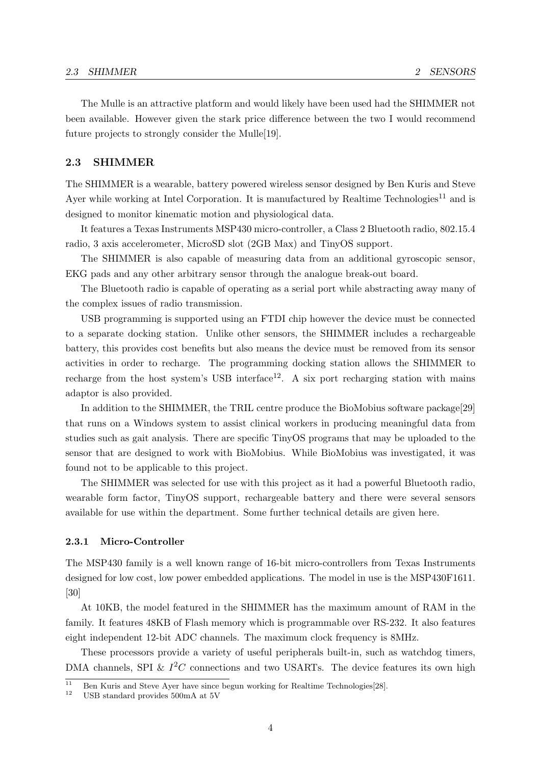The Mulle is an attractive platform and would likely have been used had the SHIMMER not been available. However given the stark price difference between the two I would recommend future projects to strongly consider the Mulle[19].

## 2.3 SHIMMER

The SHIMMER is a wearable, battery powered wireless sensor designed by Ben Kuris and Steve Ayer while working at Intel Corporation. It is manufactured by Realtime Technologies[11] and is designed to monitor kinematic motion and physiological data.

It features a Texas Instruments MSP430 micro-controller, a Class 2 Bluetooth radio, 802.15.4 radio, 3 axis accelerometer, MicroSD slot (2GB Max) and TinyOS support.

The SHIMMER is also capable of measuring data from an additional gyroscopic sensor, EKG pads and any other arbitrary sensor through the analogue break-out board.

The Bluetooth radio is capable of operating as a serial port while abstracting away many of the complex issues of radio transmission.

USB programming is supported using an FTDI chip however the device must be connected to a separate docking station. Unlike other sensors, the SHIMMER includes a rechargeable battery, this provides cost benefits but also means the device must be removed from its sensor activities in order to recharge. The programming docking station allows the SHIMMER to recharge from the host system's USB interface[12]. A six port recharging station with mains adaptor is also provided.

In addition to the SHIMMER, the TRIL centre produce the BioMobius software package[29] that runs on a Windows system to assist clinical workers in producing meaningful data from studies such as gait analysis. There are specific TinyOS programs that may be uploaded to the sensor that are designed to work with BioMobius. While BioMobius was investigated, it was found not to be applicable to this project.

The SHIMMER was selected for use with this project as it had a powerful Bluetooth radio, wearable form factor, TinyOS support, rechargeable battery and there were several sensors available for use within the department. Some further technical details are given here.

### 2.3.1 Micro-Controller

The MSP430 family is a well known range of 16-bit micro-controllers from Texas Instruments designed for low cost, low power embedded applications. The model in use is the MSP430F1611. [30]

At 10KB, the model featured in the SHIMMER has the maximum amount of RAM in the family. It features 48KB of Flash memory which is programmable over RS-232. It also features eight independent 12-bit ADC channels. The maximum clock frequency is 8MHz.

These processors provide a variety of useful peripherals built-in, such as watchdog timers, DMA channels, SPI & $I^2C$ connections and two USARTs. The device features its own high

[11] Ben Kuris and Steve Ayer have since begun working for Realtime Technologies[28].

[12] USB standard provides 500mA at 5V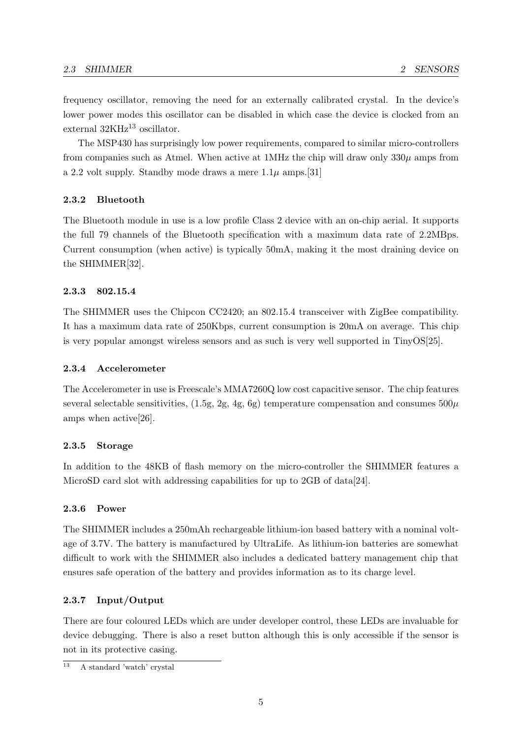frequency oscillator, removing the need for an externally calibrated crystal. In the device's lower power modes this oscillator can be disabled in which case the device is clocked from an external 32KHz[13] oscillator.

The MSP430 has surprisingly low power requirements, compared to similar micro-controllers from companies such as Atmel. When active at 1MHz the chip will draw only $330\mu$ amps from a 2.2 volt supply. Standby mode draws a mere $1.1\mu$ amps.[31]

### 2.3.2 Bluetooth

The Bluetooth module in use is a low profile Class 2 device with an on-chip aerial. It supports the full 79 channels of the Bluetooth specification with a maximum data rate of 2.2MBps. Current consumption (when active) is typically 50mA, making it the most draining device on the SHIMMER[32].

### 2.3.3 802.15.4

The SHIMMER uses the Chipcon CC2420; an 802.15.4 transceiver with ZigBee compatibility. It has a maximum data rate of 250Kbps, current consumption is 20mA on average. This chip is very popular amongst wireless sensors and as such is very well supported in TinyOS[25].

### 2.3.4 Accelerometer

The Accelerometer in use is Freescale's MMA7260Q low cost capacitive sensor. The chip features several selectable sensitivities, (1.5g, 2g, 4g, 6g) temperature compensation and consumes $500\mu$ amps when active[26].

### 2.3.5 Storage

In addition to the 48KB of flash memory on the micro-controller the SHIMMER features a MicroSD card slot with addressing capabilities for up to 2GB of data[24].

### 2.3.6 Power

The SHIMMER includes a 250mAh rechargeable lithium-ion based battery with a nominal voltage of 3.7V. The battery is manufactured by UltraLife. As lithium-ion batteries are somewhat difficult to work with the SHIMMER also includes a dedicated battery management chip that ensures safe operation of the battery and provides information as to its charge level.

### 2.3.7 Input/Output

There are four coloured LEDs which are under developer control, these LEDs are invaluable for device debugging. There is also a reset button although this is only accessible if the sensor is not in its protective casing.

[13] A standard 'watch' crystal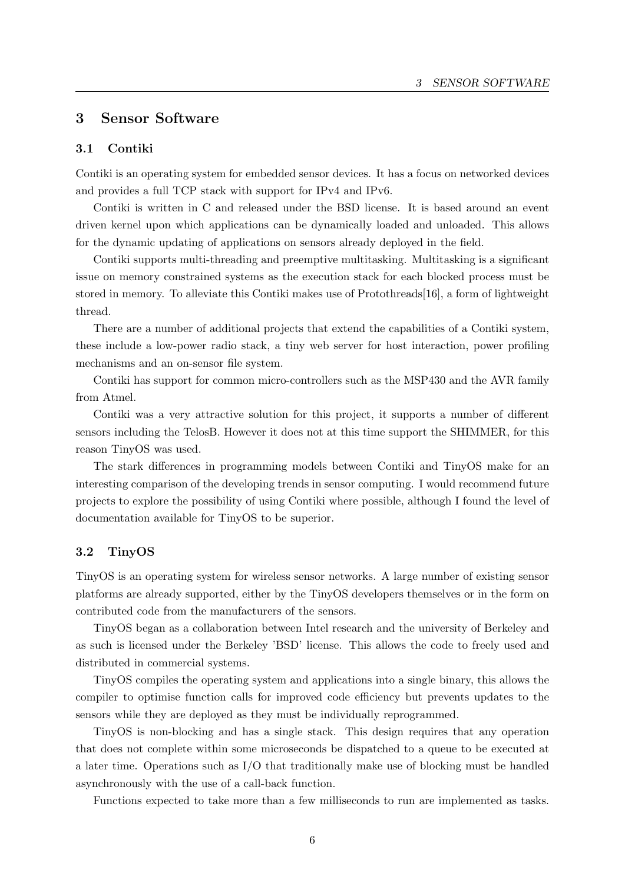# 3 Sensor Software

## 3.1 Contiki

Contiki is an operating system for embedded sensor devices. It has a focus on networked devices and provides a full TCP stack with support for IPv4 and IPv6.

Contiki is written in C and released under the BSD license. It is based around an event driven kernel upon which applications can be dynamically loaded and unloaded. This allows for the dynamic updating of applications on sensors already deployed in the field.

Contiki supports multi-threading and preemptive multitasking. Multitasking is a significant issue on memory constrained systems as the execution stack for each blocked process must be stored in memory. To alleviate this Contiki makes use of Protothreads[16], a form of lightweight thread.

There are a number of additional projects that extend the capabilities of a Contiki system, these include a low-power radio stack, a tiny web server for host interaction, power profiling mechanisms and an on-sensor file system.

Contiki has support for common micro-controllers such as the MSP430 and the AVR family from Atmel.

Contiki was a very attractive solution for this project, it supports a number of different sensors including the TelosB. However it does not at this time support the SHIMMER, for this reason TinyOS was used.

The stark differences in programming models between Contiki and TinyOS make for an interesting comparison of the developing trends in sensor computing. I would recommend future projects to explore the possibility of using Contiki where possible, although I found the level of documentation available for TinyOS to be superior.

## 3.2 TinyOS

TinyOS is an operating system for wireless sensor networks. A large number of existing sensor platforms are already supported, either by the TinyOS developers themselves or in the form on contributed code from the manufacturers of the sensors.

TinyOS began as a collaboration between Intel research and the university of Berkeley and as such is licensed under the Berkeley 'BSD' license. This allows the code to freely used and distributed in commercial systems.

TinyOS compiles the operating system and applications into a single binary, this allows the compiler to optimise function calls for improved code efficiency but prevents updates to the sensors while they are deployed as they must be individually reprogrammed.

TinyOS is non-blocking and has a single stack. This design requires that any operation that does not complete within some microseconds be dispatched to a queue to be executed at a later time. Operations such as I/O that traditionally make use of blocking must be handled asynchronously with the use of a call-back function.

Functions expected to take more than a few milliseconds to run are implemented as tasks.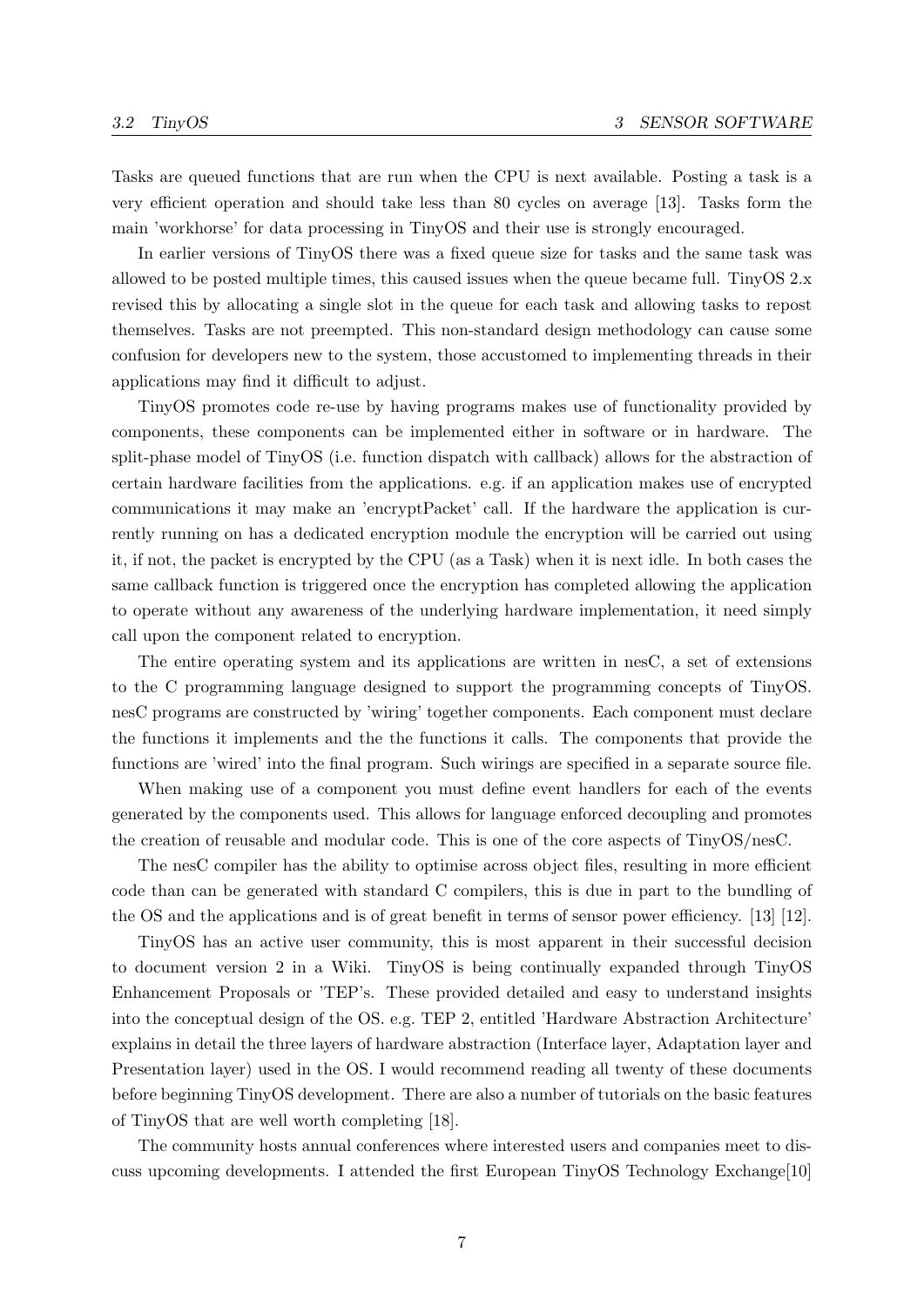Tasks are queued functions that are run when the CPU is next available. Posting a task is a very efficient operation and should take less than 80 cycles on average [13]. Tasks form the main 'workhorse' for data processing in TinyOS and their use is strongly encouraged.

In earlier versions of TinyOS there was a fixed queue size for tasks and the same task was allowed to be posted multiple times, this caused issues when the queue became full. TinyOS 2.x revised this by allocating a single slot in the queue for each task and allowing tasks to repost themselves. Tasks are not preempted. This non-standard design methodology can cause some confusion for developers new to the system, those accustomed to implementing threads in their applications may find it difficult to adjust.

TinyOS promotes code re-use by having programs makes use of functionality provided by components, these components can be implemented either in software or in hardware. The split-phase model of TinyOS (i.e. function dispatch with callback) allows for the abstraction of certain hardware facilities from the applications. e.g. if an application makes use of encrypted communications it may make an 'encryptPacket' call. If the hardware the application is currently running on has a dedicated encryption module the encryption will be carried out using it, if not, the packet is encrypted by the CPU (as a Task) when it is next idle. In both cases the same callback function is triggered once the encryption has completed allowing the application to operate without any awareness of the underlying hardware implementation, it need simply call upon the component related to encryption.

The entire operating system and its applications are written in nesC, a set of extensions to the C programming language designed to support the programming concepts of TinyOS. nesC programs are constructed by 'wiring' together components. Each component must declare the functions it implements and the the functions it calls. The components that provide the functions are 'wired' into the final program. Such wirings are specified in a separate source file.

When making use of a component you must define event handlers for each of the events generated by the components used. This allows for language enforced decoupling and promotes the creation of reusable and modular code. This is one of the core aspects of TinyOS/nesC.

The nesC compiler has the ability to optimise across object files, resulting in more efficient code than can be generated with standard C compilers, this is due in part to the bundling of the OS and the applications and is of great benefit in terms of sensor power efficiency. [13] [12].

TinyOS has an active user community, this is most apparent in their successful decision to document version 2 in a Wiki. TinyOS is being continually expanded through TinyOS Enhancement Proposals or 'TEP's. These provided detailed and easy to understand insights into the conceptual design of the OS. e.g. TEP 2, entitled 'Hardware Abstraction Architecture' explains in detail the three layers of hardware abstraction (Interface layer, Adaptation layer and Presentation layer) used in the OS. I would recommend reading all twenty of these documents before beginning TinyOS development. There are also a number of tutorials on the basic features of TinyOS that are well worth completing [18].

The community hosts annual conferences where interested users and companies meet to discuss upcoming developments. I attended the first European TinyOS Technology Exchange[10]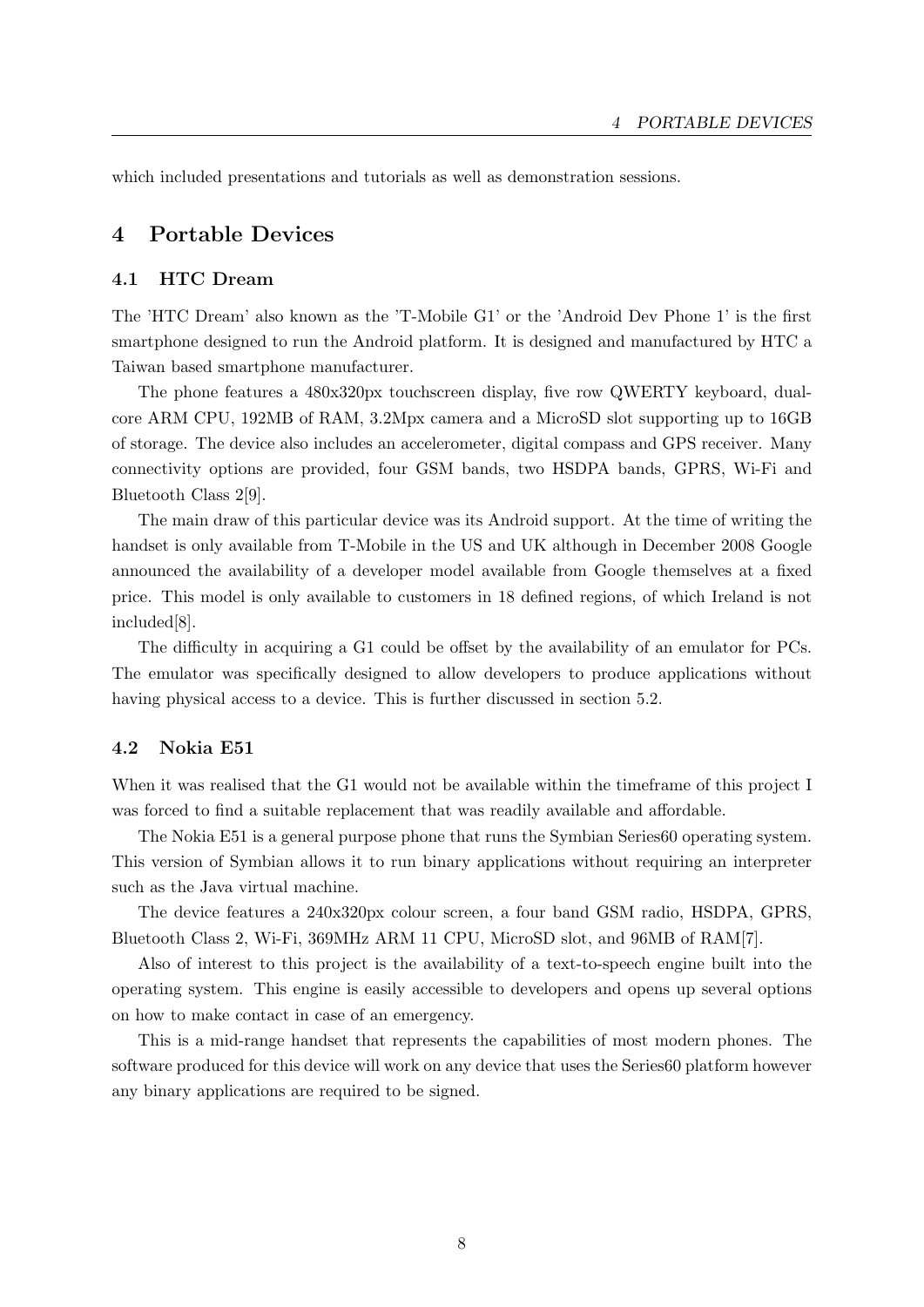which included presentations and tutorials as well as demonstration sessions.

# 4 Portable Devices

## 4.1 HTC Dream

The 'HTC Dream' also known as the 'T-Mobile G1' or the 'Android Dev Phone 1' is the first smartphone designed to run the Android platform. It is designed and manufactured by HTC a Taiwan based smartphone manufacturer.

The phone features a 480x320px touchscreen display, five row QWERTY keyboard, dual-core ARM CPU, 192MB of RAM, 3.2Mpx camera and a MicroSD slot supporting up to 16GB of storage. The device also includes an accelerometer, digital compass and GPS receiver. Many connectivity options are provided, four GSM bands, two HSDPA bands, GPRS, Wi-Fi and Bluetooth Class 2[9].

The main draw of this particular device was its Android support. At the time of writing the handset is only available from T-Mobile in the US and UK although in December 2008 Google announced the availability of a developer model available from Google themselves at a fixed price. This model is only available to customers in 18 defined regions, of which Ireland is not included[8].

The difficulty in acquiring a G1 could be offset by the availability of an emulator for PCs. The emulator was specifically designed to allow developers to produce applications without having physical access to a device. This is further discussed in section 5.2.

## 4.2 Nokia E51

When it was realised that the G1 would not be available within the timeframe of this project I was forced to find a suitable replacement that was readily available and affordable.

The Nokia E51 is a general purpose phone that runs the Symbian Series60 operating system. This version of Symbian allows it to run binary applications without requiring an interpreter such as the Java virtual machine.

The device features a 240x320px colour screen, a four band GSM radio, HSDPA, GPRS, Bluetooth Class 2, Wi-Fi, 369MHz ARM 11 CPU, MicroSD slot, and 96MB of RAM[7].

Also of interest to this project is the availability of a text-to-speech engine built into the operating system. This engine is easily accessible to developers and opens up several options on how to make contact in case of an emergency.

This is a mid-range handset that represents the capabilities of most modern phones. The software produced for this device will work on any device that uses the Series60 platform however any binary applications are required to be signed.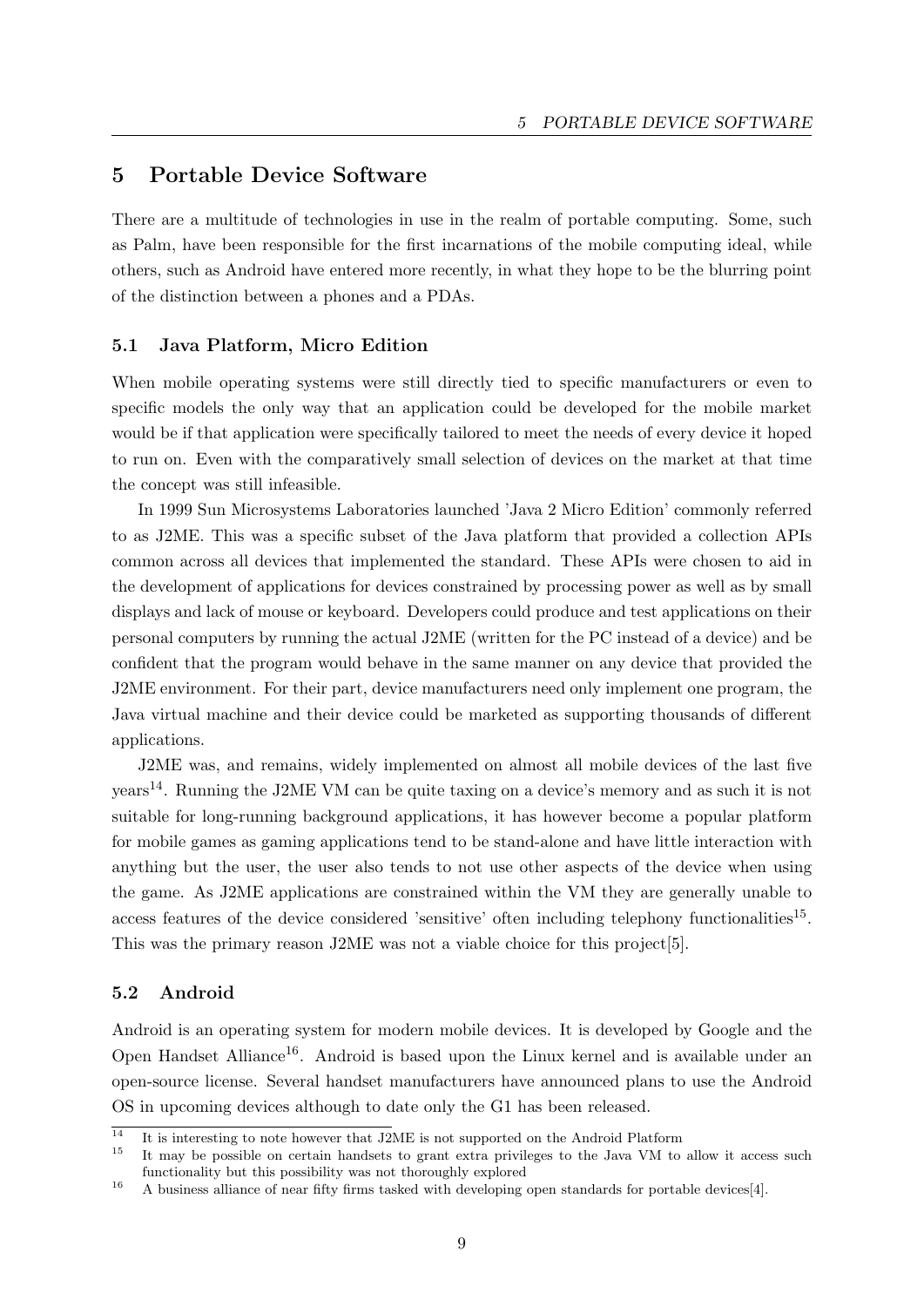# 5 Portable Device Software

There are a multitude of technologies in use in the realm of portable computing. Some, such as Palm, have been responsible for the first incarnations of the mobile computing ideal, while others, such as Android have entered more recently, in what they hope to be the blurring point of the distinction between a phones and a PDAs.

## 5.1 Java Platform, Micro Edition

When mobile operating systems were still directly tied to specific manufacturers or even to specific models the only way that an application could be developed for the mobile market would be if that application were specifically tailored to meet the needs of every device it hoped to run on. Even with the comparatively small selection of devices on the market at that time the concept was still infeasible.

In 1999 Sun Microsystems Laboratories launched 'Java 2 Micro Edition' commonly referred to as J2ME. This was a specific subset of the Java platform that provided a collection APIs common across all devices that implemented the standard. These APIs were chosen to aid in the development of applications for devices constrained by processing power as well as by small displays and lack of mouse or keyboard. Developers could produce and test applications on their personal computers by running the actual J2ME (written for the PC instead of a device) and be confident that the program would behave in the same manner on any device that provided the J2ME environment. For their part, device manufacturers need only implement one program, the Java virtual machine and their device could be marketed as supporting thousands of different applications.

J2ME was, and remains, widely implemented on almost all mobile devices of the last five years[14]. Running the J2ME VM can be quite taxing on a device's memory and as such it is not suitable for long-running background applications, it has however become a popular platform for mobile games as gaming applications tend to be stand-alone and have little interaction with anything but the user, the user also tends to not use other aspects of the device when using the game. As J2ME applications are constrained within the VM they are generally unable to access features of the device considered 'sensitive' often including telephony functionalities[15]. This was the primary reason J2ME was not a viable choice for this project[5].

## 5.2 Android

Android is an operating system for modern mobile devices. It is developed by Google and the Open Handset Alliance[16]. Android is based upon the Linux kernel and is available under an open-source license. Several handset manufacturers have announced plans to use the Android OS in upcoming devices although to date only the G1 has been released.

---

[14] It is interesting to note however that J2ME is not supported on the Android Platform

[15] It may be possible on certain handsets to grant extra privileges to the Java VM to allow it access such functionality but this possibility was not thoroughly explored

[16] A business alliance of near fifty firms tasked with developing open standards for portable devices[4].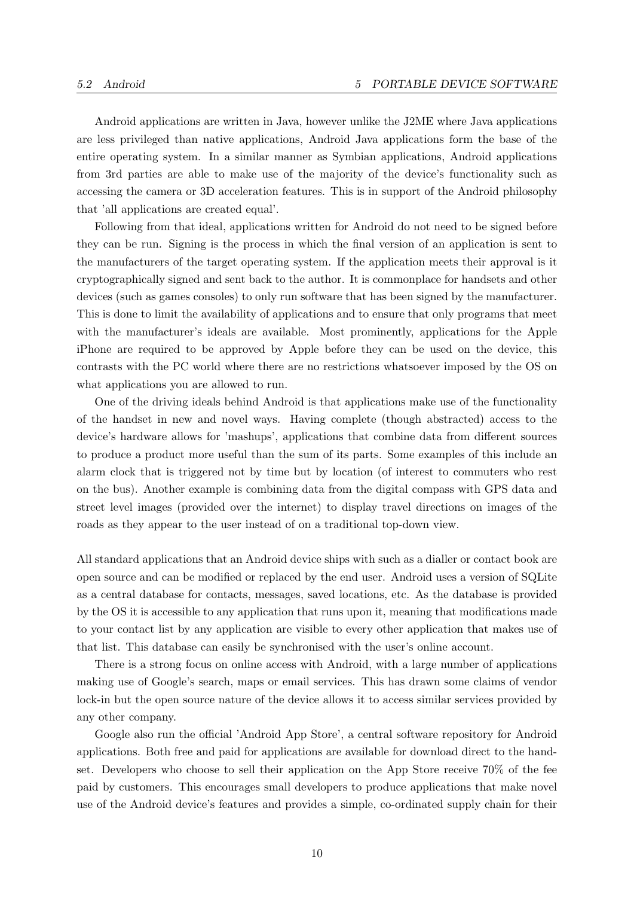Android applications are written in Java, however unlike the J2ME where Java applications are less privileged than native applications, Android Java applications form the base of the entire operating system. In a similar manner as Symbian applications, Android applications from 3rd parties are able to make use of the majority of the device's functionality such as accessing the camera or 3D acceleration features. This is in support of the Android philosophy that 'all applications are created equal'.

Following from that ideal, applications written for Android do not need to be signed before they can be run. Signing is the process in which the final version of an application is sent to the manufacturers of the target operating system. If the application meets their approval is it cryptographically signed and sent back to the author. It is commonplace for handsets and other devices (such as games consoles) to only run software that has been signed by the manufacturer. This is done to limit the availability of applications and to ensure that only programs that meet with the manufacturer's ideals are available. Most prominently, applications for the Apple iPhone are required to be approved by Apple before they can be used on the device, this contrasts with the PC world where there are no restrictions whatsoever imposed by the OS on what applications you are allowed to run.

One of the driving ideals behind Android is that applications make use of the functionality of the handset in new and novel ways. Having complete (though abstracted) access to the device's hardware allows for 'mashups', applications that combine data from different sources to produce a product more useful than the sum of its parts. Some examples of this include an alarm clock that is triggered not by time but by location (of interest to commuters who rest on the bus). Another example is combining data from the digital compass with GPS data and street level images (provided over the internet) to display travel directions on images of the roads as they appear to the user instead of on a traditional top-down view.

All standard applications that an Android device ships with such as a dialler or contact book are open source and can be modified or replaced by the end user. Android uses a version of SQLite as a central database for contacts, messages, saved locations, etc. As the database is provided by the OS it is accessible to any application that runs upon it, meaning that modifications made to your contact list by any application are visible to every other application that makes use of that list. This database can easily be synchronised with the user's online account.

There is a strong focus on online access with Android, with a large number of applications making use of Google's search, maps or email services. This has drawn some claims of vendor lock-in but the open source nature of the device allows it to access similar services provided by any other company.

Google also run the official 'Android App Store', a central software repository for Android applications. Both free and paid for applications are available for download direct to the handset. Developers who choose to sell their application on the App Store receive 70% of the fee paid by customers. This encourages small developers to produce applications that make novel use of the Android device's features and provides a simple, co-ordinated supply chain for their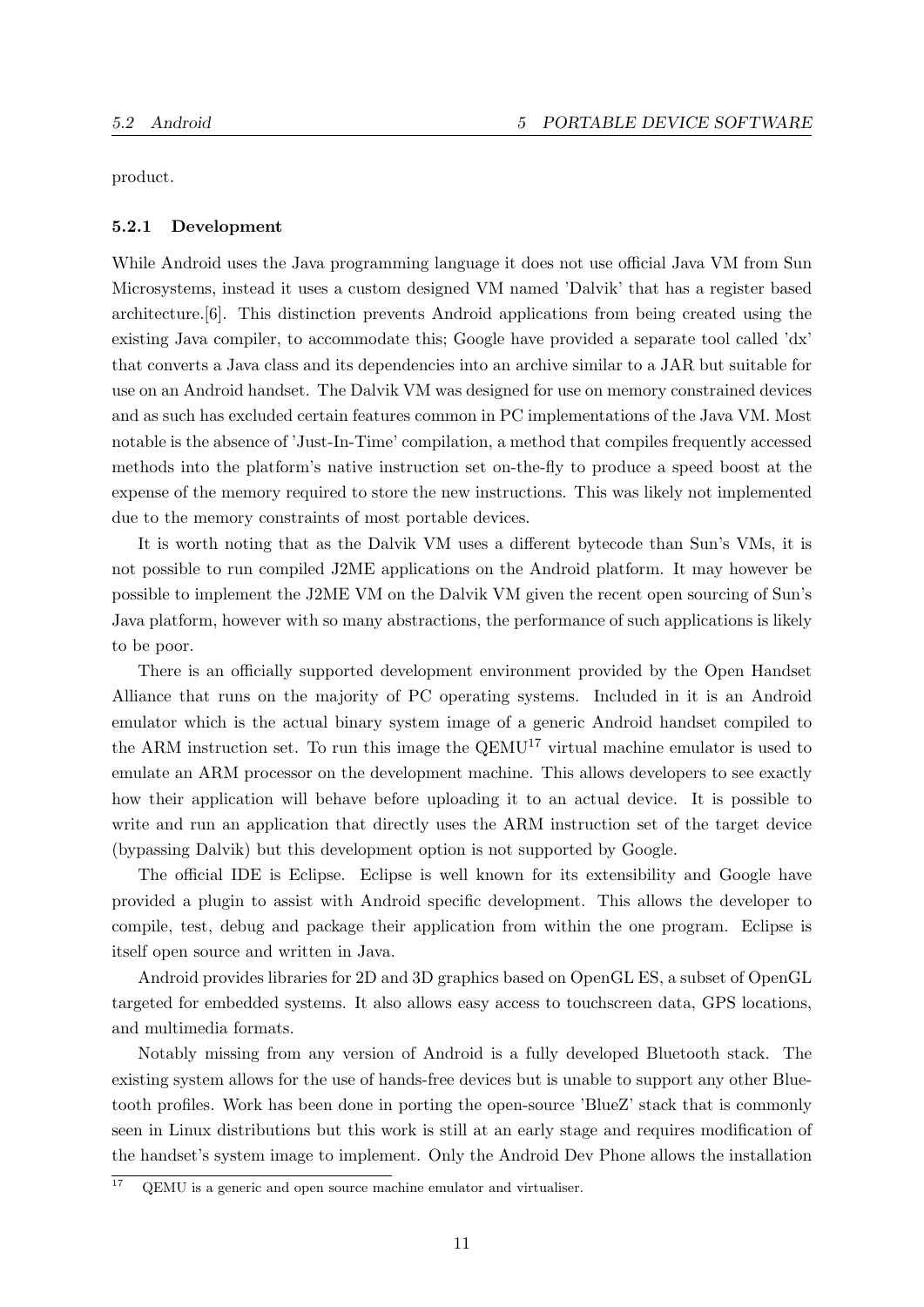product.

### 5.2.1 Development

While Android uses the Java programming language it does not use official Java VM from Sun Microsystems, instead it uses a custom designed VM named 'Dalvik' that has a register based architecture.[6]. This distinction prevents Android applications from being created using the existing Java compiler, to accommodate this; Google have provided a separate tool called 'dx' that converts a Java class and its dependencies into an archive similar to a JAR but suitable for use on an Android handset. The Dalvik VM was designed for use on memory constrained devices and as such has excluded certain features common in PC implementations of the Java VM. Most notable is the absence of 'Just-In-Time' compilation, a method that compiles frequently accessed methods into the platform's native instruction set on-the-fly to produce a speed boost at the expense of the memory required to store the new instructions. This was likely not implemented due to the memory constraints of most portable devices.

It is worth noting that as the Dalvik VM uses a different bytecode than Sun's VMs, it is not possible to run compiled J2ME applications on the Android platform. It may however be possible to implement the J2ME VM on the Dalvik VM given the recent open sourcing of Sun's Java platform, however with so many abstractions, the performance of such applications is likely to be poor.

There is an officially supported development environment provided by the Open Handset Alliance that runs on the majority of PC operating systems. Included in it is an Android emulator which is the actual binary system image of a generic Android handset compiled to the ARM instruction set. To run this image the QEMU[17] virtual machine emulator is used to emulate an ARM processor on the development machine. This allows developers to see exactly how their application will behave before uploading it to an actual device. It is possible to write and run an application that directly uses the ARM instruction set of the target device (bypassing Dalvik) but this development option is not supported by Google.

The official IDE is Eclipse. Eclipse is well known for its extensibility and Google have provided a plugin to assist with Android specific development. This allows the developer to compile, test, debug and package their application from within the one program. Eclipse is itself open source and written in Java.

Android provides libraries for 2D and 3D graphics based on OpenGL ES, a subset of OpenGL targeted for embedded systems. It also allows easy access to touchscreen data, GPS locations, and multimedia formats.

Notably missing from any version of Android is a fully developed Bluetooth stack. The existing system allows for the use of hands-free devices but is unable to support any other Bluetooth profiles. Work has been done in porting the open-source 'BlueZ' stack that is commonly seen in Linux distributions but this work is still at an early stage and requires modification of the handset's system image to implement. Only the Android Dev Phone allows the installation

[17] QEMU is a generic and open source machine emulator and virtualiser.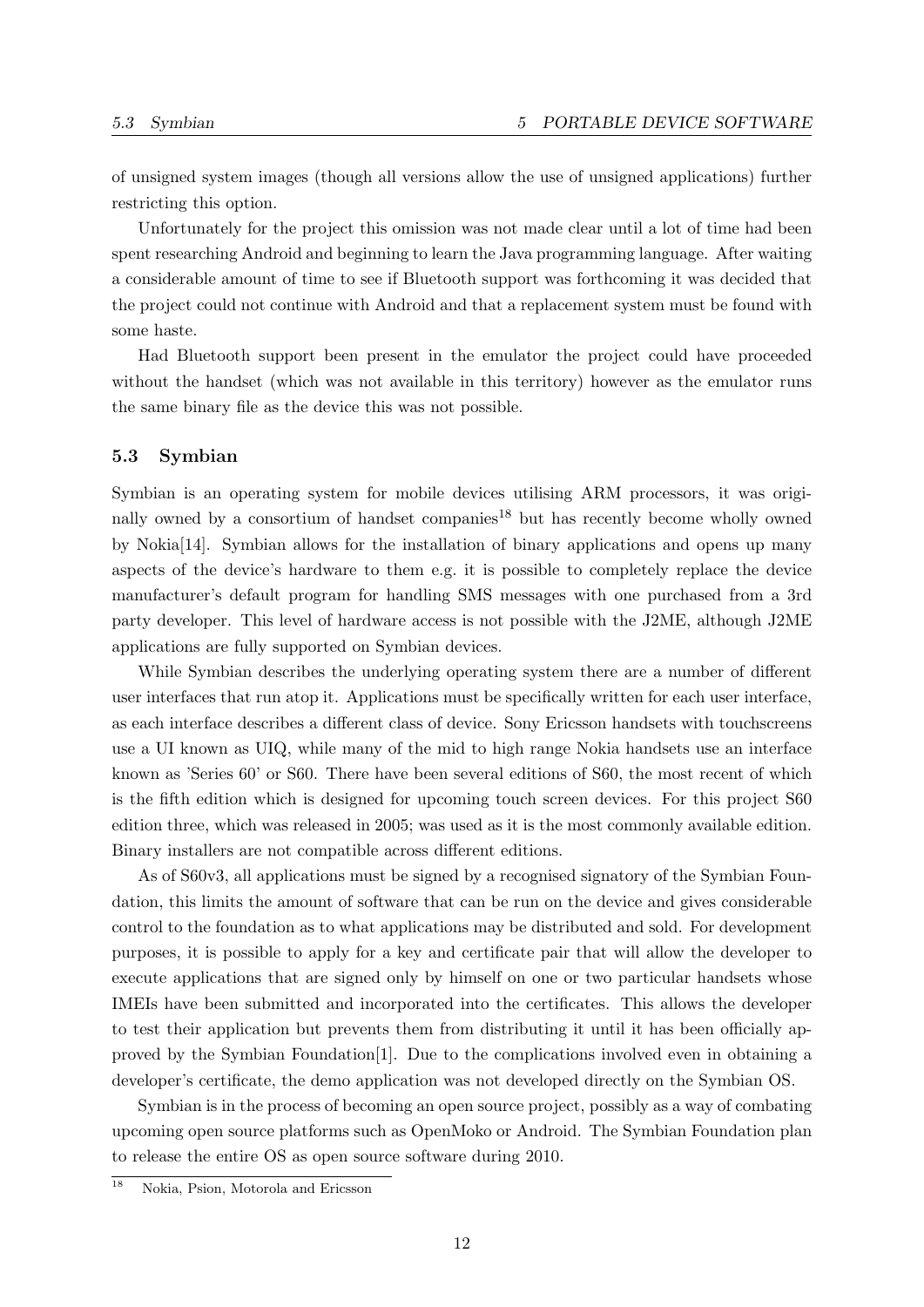of unsigned system images (though all versions allow the use of unsigned applications) further restricting this option.

Unfortunately for the project this omission was not made clear until a lot of time had been spent researching Android and beginning to learn the Java programming language. After waiting a considerable amount of time to see if Bluetooth support was forthcoming it was decided that the project could not continue with Android and that a replacement system must be found with some haste.

Had Bluetooth support been present in the emulator the project could have proceeded without the handset (which was not available in this territory) however as the emulator runs the same binary file as the device this was not possible.

### 5.3 Symbian

Symbian is an operating system for mobile devices utilising ARM processors, it was originally owned by a consortium of handset companies[18] but has recently become wholly owned by Nokia[14]. Symbian allows for the installation of binary applications and opens up many aspects of the device's hardware to them e.g. it is possible to completely replace the device manufacturer's default program for handling SMS messages with one purchased from a 3rd party developer. This level of hardware access is not possible with the J2ME, although J2ME applications are fully supported on Symbian devices.

While Symbian describes the underlying operating system there are a number of different user interfaces that run atop it. Applications must be specifically written for each user interface, as each interface describes a different class of device. Sony Ericsson handsets with touchscreens use a UI known as UIQ, while many of the mid to high range Nokia handsets use an interface known as 'Series 60' or S60. There have been several editions of S60, the most recent of which is the fifth edition which is designed for upcoming touch screen devices. For this project S60 edition three, which was released in 2005; was used as it is the most commonly available edition. Binary installers are not compatible across different editions.

As of S60v3, all applications must be signed by a recognised signatory of the Symbian Foundation, this limits the amount of software that can be run on the device and gives considerable control to the foundation as to what applications may be distributed and sold. For development purposes, it is possible to apply for a key and certificate pair that will allow the developer to execute applications that are signed only by himself on one or two particular handsets whose IMEIs have been submitted and incorporated into the certificates. This allows the developer to test their application but prevents them from distributing it until it has been officially approved by the Symbian Foundation[1]. Due to the complications involved even in obtaining a developer's certificate, the demo application was not developed directly on the Symbian OS.

Symbian is in the process of becoming an open source project, possibly as a way of combating upcoming open source platforms such as OpenMoko or Android. The Symbian Foundation plan to release the entire OS as open source software during 2010.

[18] Nokia, Psion, Motorola and Ericsson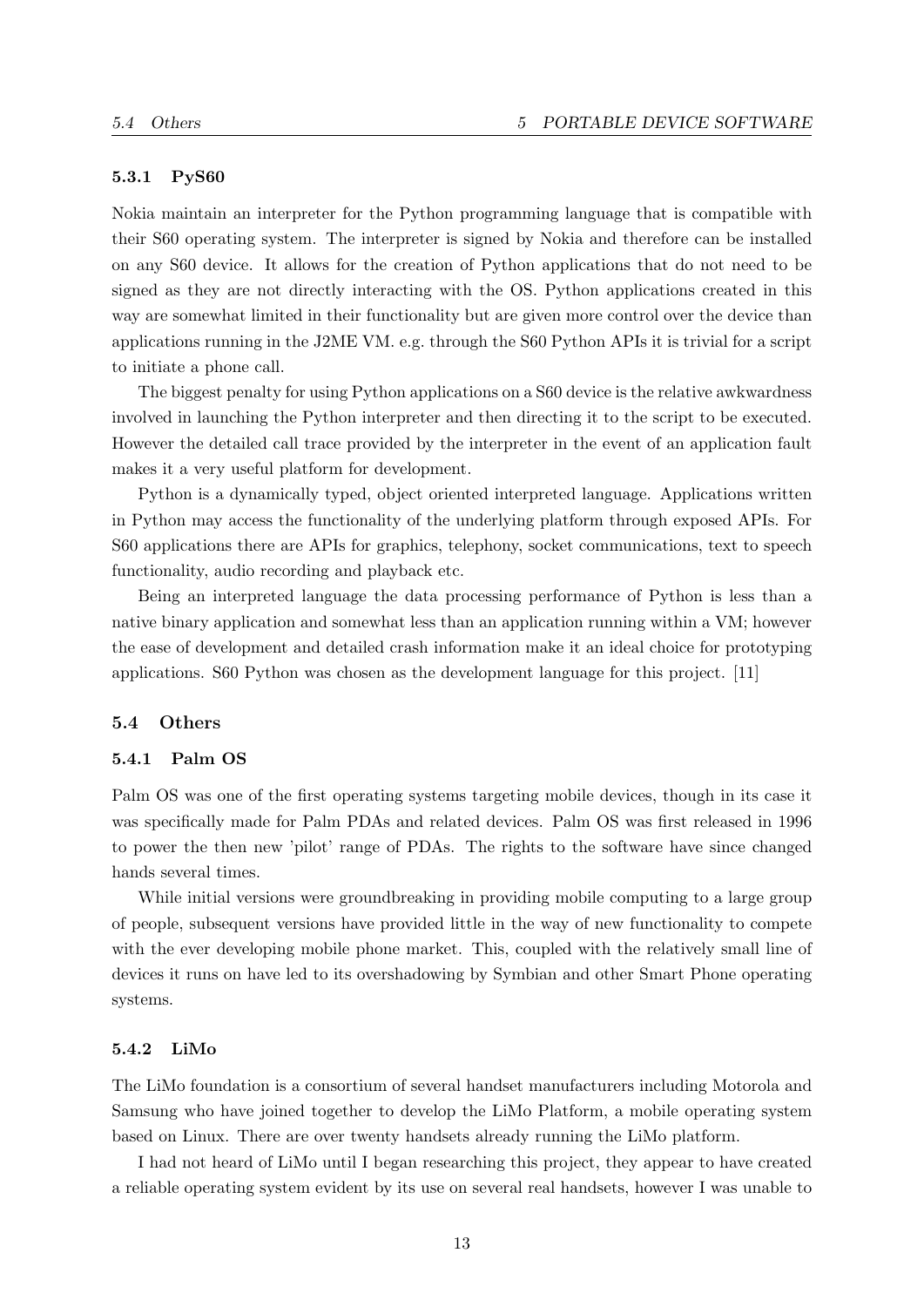### 5.3.1 PyS60

Nokia maintain an interpreter for the Python programming language that is compatible with their S60 operating system. The interpreter is signed by Nokia and therefore can be installed on any S60 device. It allows for the creation of Python applications that do not need to be signed as they are not directly interacting with the OS. Python applications created in this way are somewhat limited in their functionality but are given more control over the device than applications running in the J2ME VM. e.g. through the S60 Python APIs it is trivial for a script to initiate a phone call.

The biggest penalty for using Python applications on a S60 device is the relative awkwardness involved in launching the Python interpreter and then directing it to the script to be executed. However the detailed call trace provided by the interpreter in the event of an application fault makes it a very useful platform for development.

Python is a dynamically typed, object oriented interpreted language. Applications written in Python may access the functionality of the underlying platform through exposed APIs. For S60 applications there are APIs for graphics, telephony, socket communications, text to speech functionality, audio recording and playback etc.

Being an interpreted language the data processing performance of Python is less than a native binary application and somewhat less than an application running within a VM; however the ease of development and detailed crash information make it an ideal choice for prototyping applications. S60 Python was chosen as the development language for this project. [11]

## 5.4 Others

### 5.4.1 Palm OS

Palm OS was one of the first operating systems targeting mobile devices, though in its case it was specifically made for Palm PDAs and related devices. Palm OS was first released in 1996 to power the then new 'pilot' range of PDAs. The rights to the software have since changed hands several times.

While initial versions were groundbreaking in providing mobile computing to a large group of people, subsequent versions have provided little in the way of new functionality to compete with the ever developing mobile phone market. This, coupled with the relatively small line of devices it runs on have led to its overshadowing by Symbian and other Smart Phone operating systems.

### 5.4.2 LiMo

The LiMo foundation is a consortium of several handset manufacturers including Motorola and Samsung who have joined together to develop the LiMo Platform, a mobile operating system based on Linux. There are over twenty handsets already running the LiMo platform.

I had not heard of LiMo until I began researching this project, they appear to have created a reliable operating system evident by its use on several real handsets, however I was unable to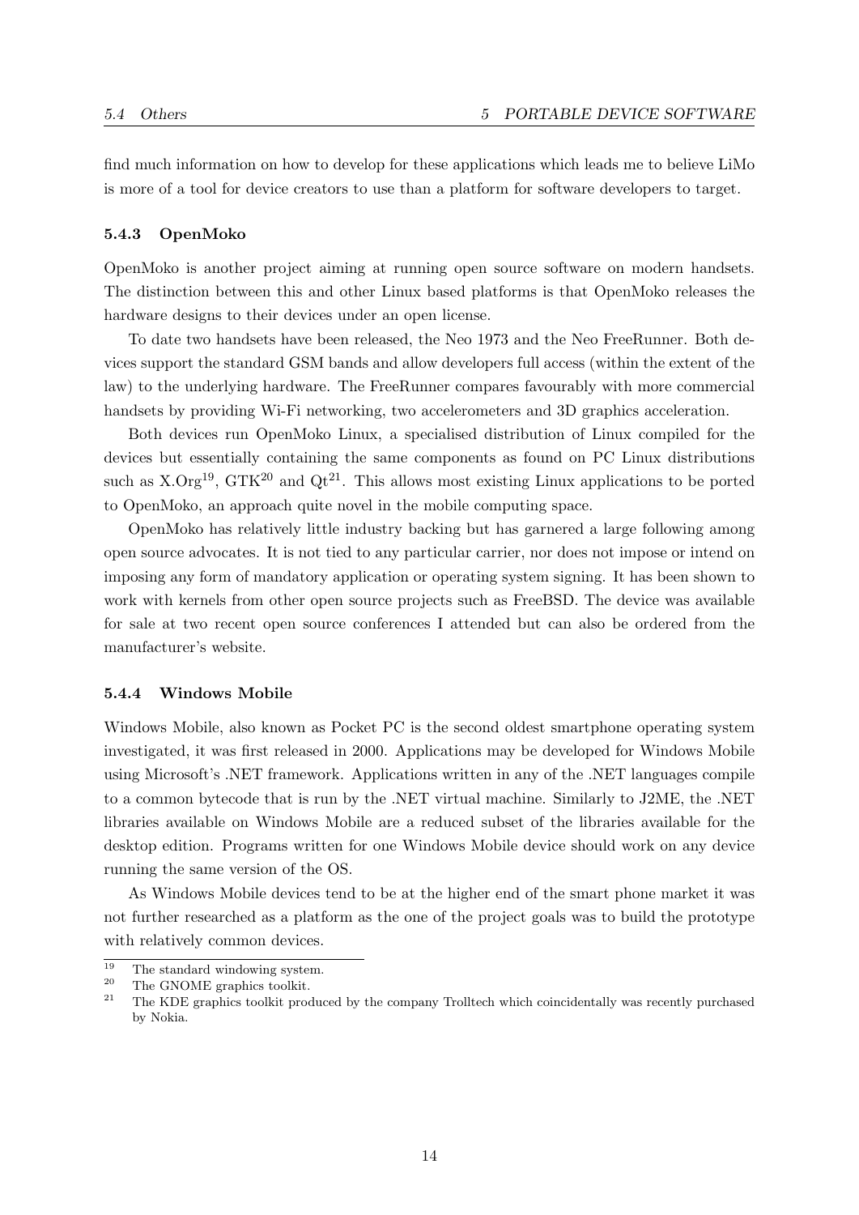find much information on how to develop for these applications which leads me to believe LiMo is more of a tool for device creators to use than a platform for software developers to target.

### 5.4.3 OpenMoko

OpenMoko is another project aiming at running open source software on modern handsets. The distinction between this and other Linux based platforms is that OpenMoko releases the hardware designs to their devices under an open license.

To date two handsets have been released, the Neo 1973 and the Neo FreeRunner. Both devices support the standard GSM bands and allow developers full access (within the extent of the law) to the underlying hardware. The FreeRunner compares favourably with more commercial handsets by providing Wi-Fi networking, two accelerometers and 3D graphics acceleration.

Both devices run OpenMoko Linux, a specialised distribution of Linux compiled for the devices but essentially containing the same components as found on PC Linux distributions such as X.Org[19], GTK[20] and Qt[21]. This allows most existing Linux applications to be ported to OpenMoko, an approach quite novel in the mobile computing space.

OpenMoko has relatively little industry backing but has garnered a large following among open source advocates. It is not tied to any particular carrier, nor does not impose or intend on imposing any form of mandatory application or operating system signing. It has been shown to work with kernels from other open source projects such as FreeBSD. The device was available for sale at two recent open source conferences I attended but can also be ordered from the manufacturer's website.

### 5.4.4 Windows Mobile

Windows Mobile, also known as Pocket PC is the second oldest smartphone operating system investigated, it was first released in 2000. Applications may be developed for Windows Mobile using Microsoft's .NET framework. Applications written in any of the .NET languages compile to a common bytecode that is run by the .NET virtual machine. Similarly to J2ME, the .NET libraries available on Windows Mobile are a reduced subset of the libraries available for the desktop edition. Programs written for one Windows Mobile device should work on any device running the same version of the OS.

As Windows Mobile devices tend to be at the higher end of the smart phone market it was not further researched as a platform as the one of the project goals was to build the prototype with relatively common devices.

---

[19] The standard windowing system.

[20] The GNOME graphics toolkit.

[21] The KDE graphics toolkit produced by the company Trolltech which coincidentally was recently purchased by Nokia.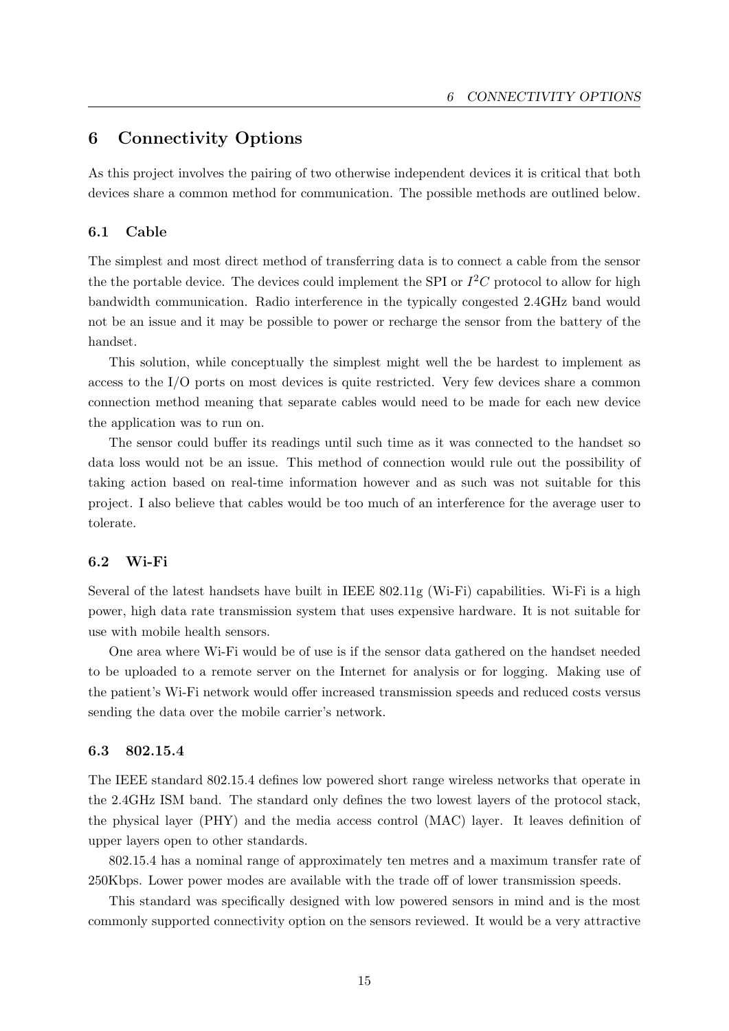# 6 Connectivity Options

As this project involves the pairing of two otherwise independent devices it is critical that both devices share a common method for communication. The possible methods are outlined below.

## 6.1 Cable

The simplest and most direct method of transferring data is to connect a cable from the sensor the the portable device. The devices could implement the SPI or $I^2C$ protocol to allow for high bandwidth communication. Radio interference in the typically congested 2.4GHz band would not be an issue and it may be possible to power or recharge the sensor from the battery of the handset.

This solution, while conceptually the simplest might well the be hardest to implement as access to the I/O ports on most devices is quite restricted. Very few devices share a common connection method meaning that separate cables would need to be made for each new device the application was to run on.

The sensor could buffer its readings until such time as it was connected to the handset so data loss would not be an issue. This method of connection would rule out the possibility of taking action based on real-time information however and as such was not suitable for this project. I also believe that cables would be too much of an interference for the average user to tolerate.

## 6.2 Wi-Fi

Several of the latest handsets have built in IEEE 802.11g (Wi-Fi) capabilities. Wi-Fi is a high power, high data rate transmission system that uses expensive hardware. It is not suitable for use with mobile health sensors.

One area where Wi-Fi would be of use is if the sensor data gathered on the handset needed to be uploaded to a remote server on the Internet for analysis or for logging. Making use of the patient's Wi-Fi network would offer increased transmission speeds and reduced costs versus sending the data over the mobile carrier's network.

## 6.3 802.15.4

The IEEE standard 802.15.4 defines low powered short range wireless networks that operate in the 2.4GHz ISM band. The standard only defines the two lowest layers of the protocol stack, the physical layer (PHY) and the media access control (MAC) layer. It leaves definition of upper layers open to other standards.

802.15.4 has a nominal range of approximately ten metres and a maximum transfer rate of 250Kbps. Lower power modes are available with the trade off of lower transmission speeds.

This standard was specifically designed with low powered sensors in mind and is the most commonly supported connectivity option on the sensors reviewed. It would be a very attractive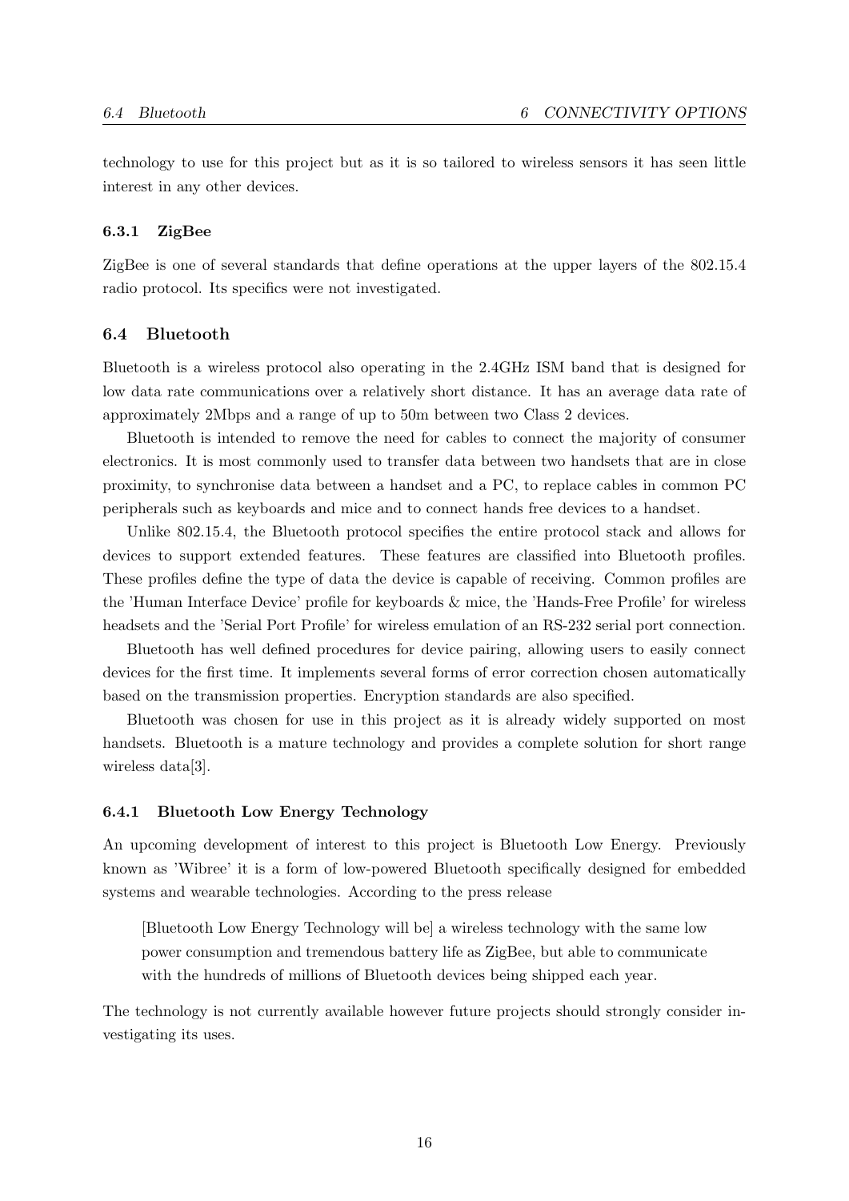technology to use for this project but as it is so tailored to wireless sensors it has seen little interest in any other devices.

### 6.3.1 ZigBee

ZigBee is one of several standards that define operations at the upper layers of the 802.15.4 radio protocol. Its specifics were not investigated.

## 6.4 Bluetooth

Bluetooth is a wireless protocol also operating in the 2.4GHz ISM band that is designed for low data rate communications over a relatively short distance. It has an average data rate of approximately 2Mbps and a range of up to 50m between two Class 2 devices.

Bluetooth is intended to remove the need for cables to connect the majority of consumer electronics. It is most commonly used to transfer data between two handsets that are in close proximity, to synchronise data between a handset and a PC, to replace cables in common PC peripherals such as keyboards and mice and to connect hands free devices to a handset.

Unlike 802.15.4, the Bluetooth protocol specifies the entire protocol stack and allows for devices to support extended features. These features are classified into Bluetooth profiles. These profiles define the type of data the device is capable of receiving. Common profiles are the 'Human Interface Device' profile for keyboards & mice, the 'Hands-Free Profile' for wireless headsets and the 'Serial Port Profile' for wireless emulation of an RS-232 serial port connection.

Bluetooth has well defined procedures for device pairing, allowing users to easily connect devices for the first time. It implements several forms of error correction chosen automatically based on the transmission properties. Encryption standards are also specified.

Bluetooth was chosen for use in this project as it is already widely supported on most handsets. Bluetooth is a mature technology and provides a complete solution for short range wireless data[3].

### 6.4.1 Bluetooth Low Energy Technology

An upcoming development of interest to this project is Bluetooth Low Energy. Previously known as 'Wibree' it is a form of low-powered Bluetooth specifically designed for embedded systems and wearable technologies. According to the press release

> [Bluetooth Low Energy Technology will be] a wireless technology with the same low power consumption and tremendous battery life as ZigBee, but able to communicate with the hundreds of millions of Bluetooth devices being shipped each year.

The technology is not currently available however future projects should strongly consider investigating its uses.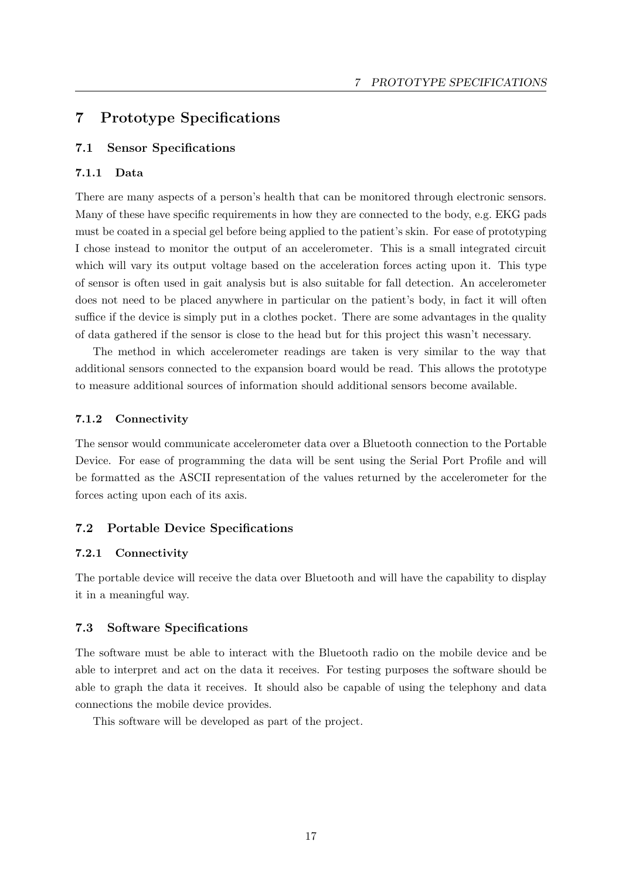# 7 Prototype Specifications

## 7.1 Sensor Specifications

### 7.1.1 Data

There are many aspects of a person's health that can be monitored through electronic sensors. Many of these have specific requirements in how they are connected to the body, e.g. EKG pads must be coated in a special gel before being applied to the patient's skin. For ease of prototyping I chose instead to monitor the output of an accelerometer. This is a small integrated circuit which will vary its output voltage based on the acceleration forces acting upon it. This type of sensor is often used in gait analysis but is also suitable for fall detection. An accelerometer does not need to be placed anywhere in particular on the patient's body, in fact it will often suffice if the device is simply put in a clothes pocket. There are some advantages in the quality of data gathered if the sensor is close to the head but for this project this wasn't necessary.

The method in which accelerometer readings are taken is very similar to the way that additional sensors connected to the expansion board would be read. This allows the prototype to measure additional sources of information should additional sensors become available.

### 7.1.2 Connectivity

The sensor would communicate accelerometer data over a Bluetooth connection to the Portable Device. For ease of programming the data will be sent using the Serial Port Profile and will be formatted as the ASCII representation of the values returned by the accelerometer for the forces acting upon each of its axis.

## 7.2 Portable Device Specifications

### 7.2.1 Connectivity

The portable device will receive the data over Bluetooth and will have the capability to display it in a meaningful way.

## 7.3 Software Specifications

The software must be able to interact with the Bluetooth radio on the mobile device and be able to interpret and act on the data it receives. For testing purposes the software should be able to graph the data it receives. It should also be capable of using the telephony and data connections the mobile device provides.

This software will be developed as part of the project.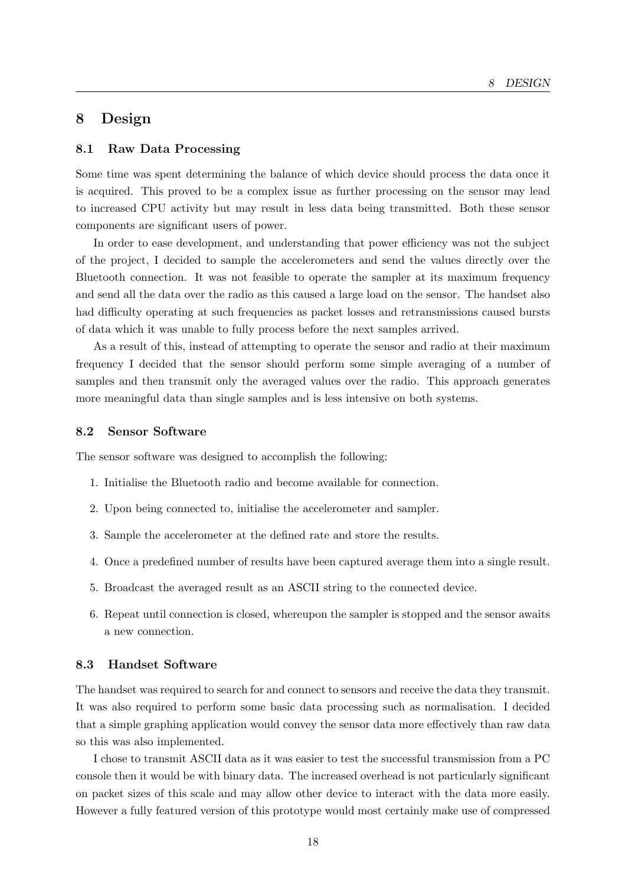# 8 Design

## 8.1 Raw Data Processing

Some time was spent determining the balance of which device should process the data once it is acquired. This proved to be a complex issue as further processing on the sensor may lead to increased CPU activity but may result in less data being transmitted. Both these sensor components are significant users of power.

In order to ease development, and understanding that power efficiency was not the subject of the project, I decided to sample the accelerometers and send the values directly over the Bluetooth connection. It was not feasible to operate the sampler at its maximum frequency and send all the data over the radio as this caused a large load on the sensor. The handset also had difficulty operating at such frequencies as packet losses and retransmissions caused bursts of data which it was unable to fully process before the next samples arrived.

As a result of this, instead of attempting to operate the sensor and radio at their maximum frequency I decided that the sensor should perform some simple averaging of a number of samples and then transmit only the averaged values over the radio. This approach generates more meaningful data than single samples and is less intensive on both systems.

## 8.2 Sensor Software

The sensor software was designed to accomplish the following:

1. Initialise the Bluetooth radio and become available for connection.
2. Upon being connected to, initialise the accelerometer and sampler.
3. Sample the accelerometer at the defined rate and store the results.
4. Once a predefined number of results have been captured average them into a single result.
5. Broadcast the averaged result as an ASCII string to the connected device.
6. Repeat until connection is closed, whereupon the sampler is stopped and the sensor awaits a new connection.

## 8.3 Handset Software

The handset was required to search for and connect to sensors and receive the data they transmit. It was also required to perform some basic data processing such as normalisation. I decided that a simple graphing application would convey the sensor data more effectively than raw data so this was also implemented.

I chose to transmit ASCII data as it was easier to test the successful transmission from a PC console then it would be with binary data. The increased overhead is not particularly significant on packet sizes of this scale and may allow other device to interact with the data more easily. However a fully featured version of this prototype would most certainly make use of compressed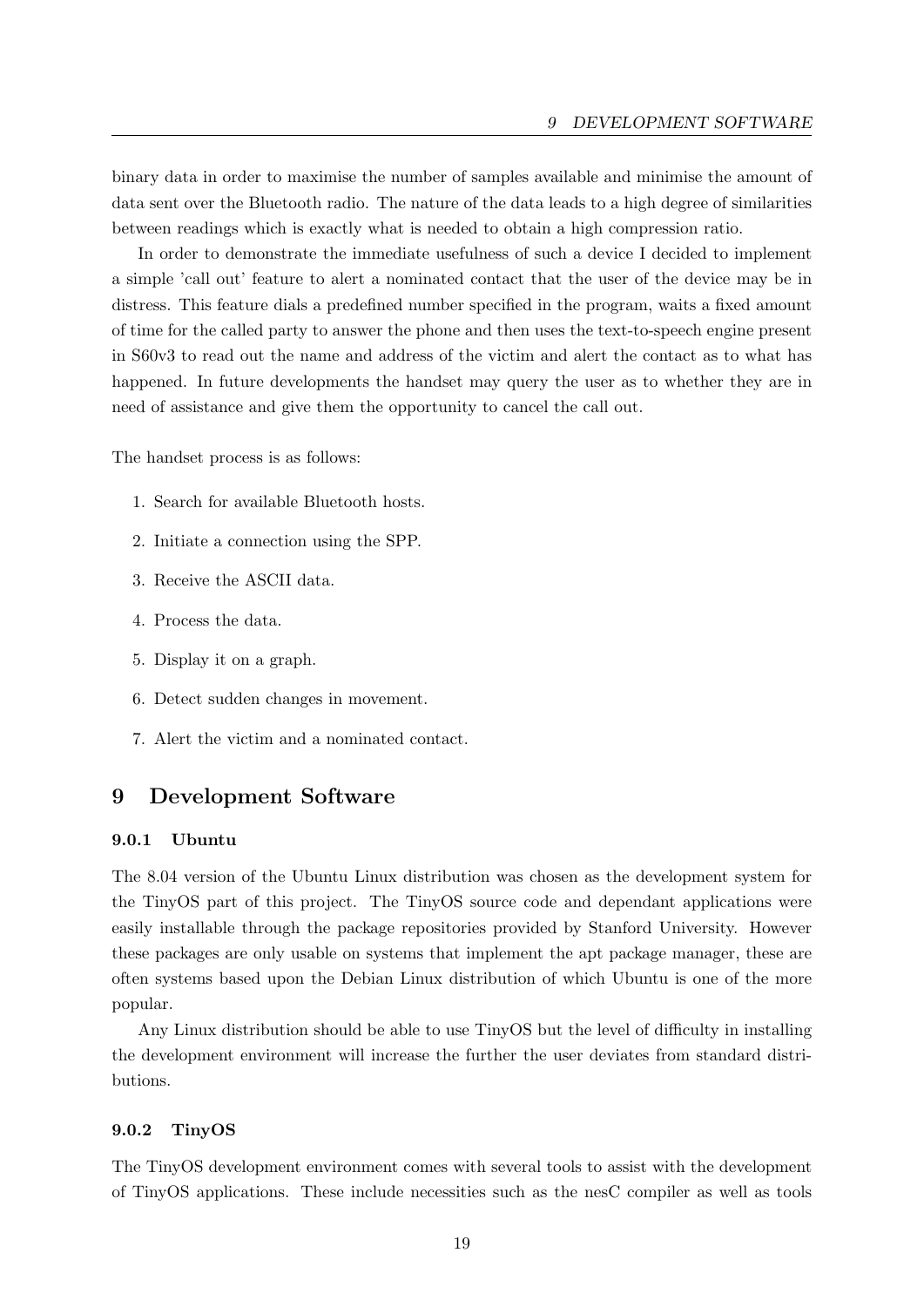binary data in order to maximise the number of samples available and minimise the amount of data sent over the Bluetooth radio. The nature of the data leads to a high degree of similarities between readings which is exactly what is needed to obtain a high compression ratio.

In order to demonstrate the immediate usefulness of such a device I decided to implement a simple 'call out' feature to alert a nominated contact that the user of the device may be in distress. This feature dials a predefined number specified in the program, waits a fixed amount of time for the called party to answer the phone and then uses the text-to-speech engine present in S60v3 to read out the name and address of the victim and alert the contact as to what has happened. In future developments the handset may query the user as to whether they are in need of assistance and give them the opportunity to cancel the call out.

The handset process is as follows:

1. Search for available Bluetooth hosts.
2. Initiate a connection using the SPP.
3. Receive the ASCII data.
4. Process the data.
5. Display it on a graph.
6. Detect sudden changes in movement.
7. Alert the victim and a nominated contact.

# 9 Development Software

#### 9.0.1 Ubuntu

The 8.04 version of the Ubuntu Linux distribution was chosen as the development system for the TinyOS part of this project. The TinyOS source code and dependant applications were easily installable through the package repositories provided by Stanford University. However these packages are only usable on systems that implement the apt package manager, these are often systems based upon the Debian Linux distribution of which Ubuntu is one of the more popular.

Any Linux distribution should be able to use TinyOS but the level of difficulty in installing the development environment will increase the further the user deviates from standard distributions.

#### 9.0.2 TinyOS

The TinyOS development environment comes with several tools to assist with the development of TinyOS applications. These include necessities such as the nesC compiler as well as tools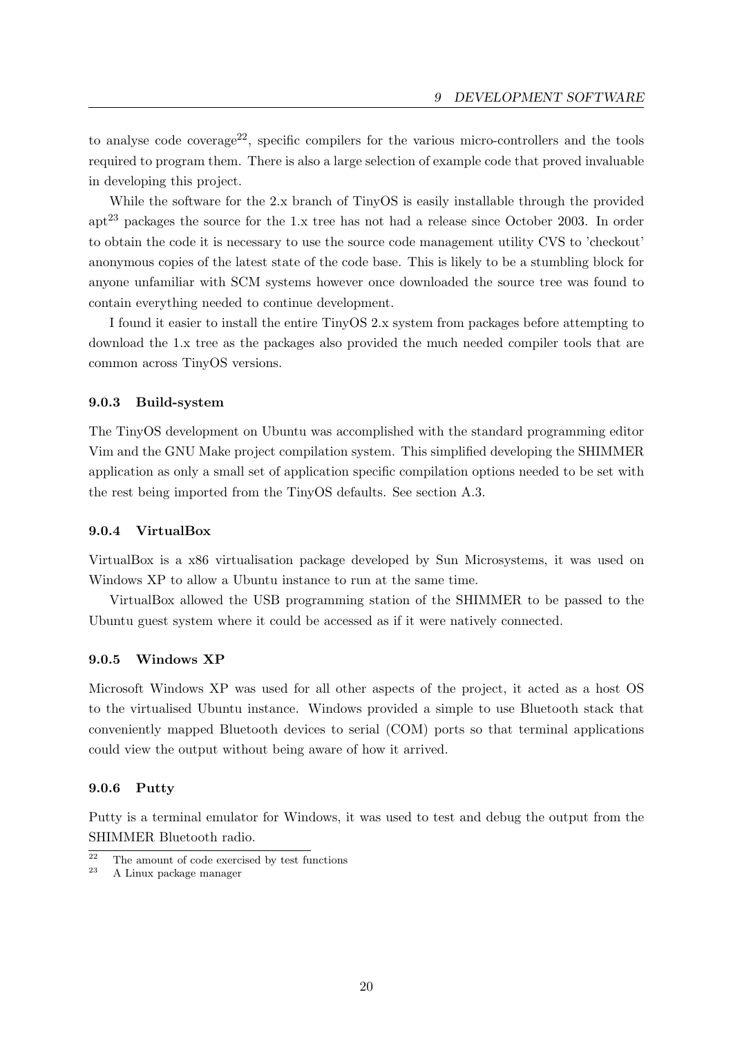to analyse code coverage[22], specific compilers for the various micro-controllers and the tools required to program them. There is also a large selection of example code that proved invaluable in developing this project.

While the software for the 2.x branch of TinyOS is easily installable through the provided apt[23] packages the source for the 1.x tree has not had a release since October 2003. In order to obtain the code it is necessary to use the source code management utility CVS to 'checkout' anonymous copies of the latest state of the code base. This is likely to be a stumbling block for anyone unfamiliar with SCM systems however once downloaded the source tree was found to contain everything needed to continue development.

I found it easier to install the entire TinyOS 2.x system from packages before attempting to download the 1.x tree as the packages also provided the much needed compiler tools that are common across TinyOS versions.

#### 9.0.3 Build-system

The TinyOS development on Ubuntu was accomplished with the standard programming editor Vim and the GNU Make project compilation system. This simplified developing the SHIMMER application as only a small set of application specific compilation options needed to be set with the rest being imported from the TinyOS defaults. See section A.3.

#### 9.0.4 VirtualBox

VirtualBox is a x86 virtualisation package developed by Sun Microsystems, it was used on Windows XP to allow a Ubuntu instance to run at the same time.

VirtualBox allowed the USB programming station of the SHIMMER to be passed to the Ubuntu guest system where it could be accessed as if it were natively connected.

#### 9.0.5 Windows XP

Microsoft Windows XP was used for all other aspects of the project, it acted as a host OS to the virtualised Ubuntu instance. Windows provided a simple to use Bluetooth stack that conveniently mapped Bluetooth devices to serial (COM) ports so that terminal applications could view the output without being aware of how it arrived.

#### 9.0.6 Putty

Putty is a terminal emulator for Windows, it was used to test and debug the output from the SHIMMER Bluetooth radio.

---

[22] The amount of code exercised by test functions

[23] A Linux package manager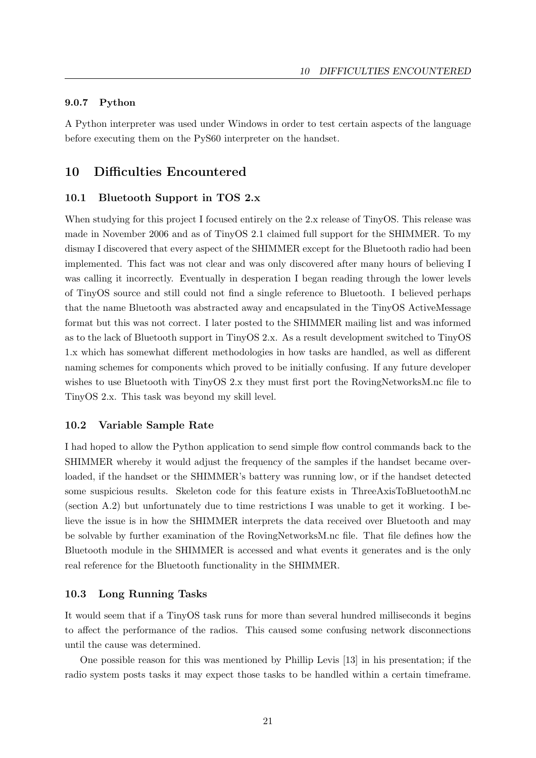#### 9.0.7 Python

A Python interpreter was used under Windows in order to test certain aspects of the language before executing them on the PyS60 interpreter on the handset.

## 10 Difficulties Encountered

### 10.1 Bluetooth Support in TOS 2.x

When studying for this project I focused entirely on the 2.x release of TinyOS. This release was made in November 2006 and as of TinyOS 2.1 claimed full support for the SHIMMER. To my dismay I discovered that every aspect of the SHIMMER except for the Bluetooth radio had been implemented. This fact was not clear and was only discovered after many hours of believing I was calling it incorrectly. Eventually in desperation I began reading through the lower levels of TinyOS source and still could not find a single reference to Bluetooth. I believed perhaps that the name Bluetooth was abstracted away and encapsulated in the TinyOS ActiveMessage format but this was not correct. I later posted to the SHIMMER mailing list and was informed as to the lack of Bluetooth support in TinyOS 2.x. As a result development switched to TinyOS 1.x which has somewhat different methodologies in how tasks are handled, as well as different naming schemes for components which proved to be initially confusing. If any future developer wishes to use Bluetooth with TinyOS 2.x they must first port the RovingNetworksM.nc file to TinyOS 2.x. This task was beyond my skill level.

### 10.2 Variable Sample Rate

I had hoped to allow the Python application to send simple flow control commands back to the SHIMMER whereby it would adjust the frequency of the samples if the handset became overloaded, if the handset or the SHIMMER's battery was running low, or if the handset detected some suspicious results. Skeleton code for this feature exists in ThreeAxisToBluetoothM.nc (section A.2) but unfortunately due to time restrictions I was unable to get it working. I believe the issue is in how the SHIMMER interprets the data received over Bluetooth and may be solvable by further examination of the RovingNetworksM.nc file. That file defines how the Bluetooth module in the SHIMMER is accessed and what events it generates and is the only real reference for the Bluetooth functionality in the SHIMMER.

### 10.3 Long Running Tasks

It would seem that if a TinyOS task runs for more than several hundred milliseconds it begins to affect the performance of the radios. This caused some confusing network disconnections until the cause was determined.

One possible reason for this was mentioned by Phillip Levis [13] in his presentation; if the radio system posts tasks it may expect those tasks to be handled within a certain timeframe.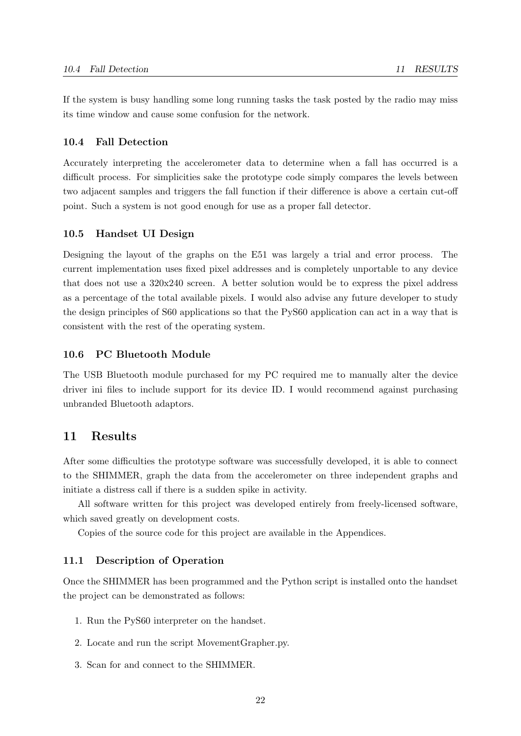If the system is busy handling some long running tasks the task posted by the radio may miss its time window and cause some confusion for the network.

### 10.4 Fall Detection

Accurately interpreting the accelerometer data to determine when a fall has occurred is a difficult process. For simplicities sake the prototype code simply compares the levels between two adjacent samples and triggers the fall function if their difference is above a certain cut-off point. Such a system is not good enough for use as a proper fall detector.

### 10.5 Handset UI Design

Designing the layout of the graphs on the E51 was largely a trial and error process. The current implementation uses fixed pixel addresses and is completely unportable to any device that does not use a 320x240 screen. A better solution would be to express the pixel address as a percentage of the total available pixels. I would also advise any future developer to study the design principles of S60 applications so that the PyS60 application can act in a way that is consistent with the rest of the operating system.

### 10.6 PC Bluetooth Module

The USB Bluetooth module purchased for my PC required me to manually alter the device driver ini files to include support for its device ID. I would recommend against purchasing unbranded Bluetooth adaptors.

## 11 Results

After some difficulties the prototype software was successfully developed, it is able to connect to the SHIMMER, graph the data from the accelerometer on three independent graphs and initiate a distress call if there is a sudden spike in activity.

All software written for this project was developed entirely from freely-licensed software, which saved greatly on development costs.

Copies of the source code for this project are available in the Appendices.

### 11.1 Description of Operation

Once the SHIMMER has been programmed and the Python script is installed onto the handset the project can be demonstrated as follows:

1. Run the PyS60 interpreter on the handset.
2. Locate and run the script MovementGrapher.py.
3. Scan for and connect to the SHIMMER.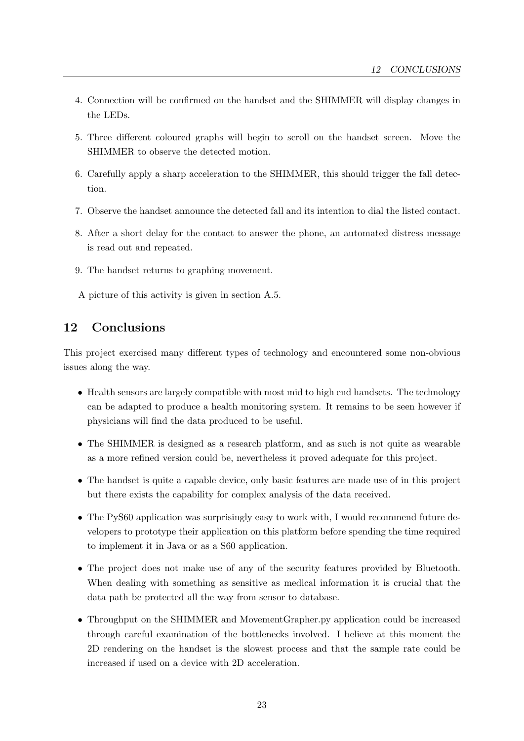4. Connection will be confirmed on the handset and the SHIMMER will display changes in the LEDs.
5. Three different coloured graphs will begin to scroll on the handset screen. Move the SHIMMER to observe the detected motion.
6. Carefully apply a sharp acceleration to the SHIMMER, this should trigger the fall detection.
7. Observe the handset announce the detected fall and its intention to dial the listed contact.
8. After a short delay for the contact to answer the phone, an automated distress message is read out and repeated.
9. The handset returns to graphing movement.

A picture of this activity is given in section A.5.

## 12 Conclusions

This project exercised many different types of technology and encountered some non-obvious issues along the way.

- Health sensors are largely compatible with most mid to high end handsets. The technology can be adapted to produce a health monitoring system. It remains to be seen however if physicians will find the data produced to be useful.
- The SHIMMER is designed as a research platform, and as such is not quite as wearable as a more refined version could be, nevertheless it proved adequate for this project.
- The handset is quite a capable device, only basic features are made use of in this project but there exists the capability for complex analysis of the data received.
- The PyS60 application was surprisingly easy to work with, I would recommend future developers to prototype their application on this platform before spending the time required to implement it in Java or as a S60 application.
- The project does not make use of any of the security features provided by Bluetooth. When dealing with something as sensitive as medical information it is crucial that the data path be protected all the way from sensor to database.
- Throughput on the SHIMMER and MovementGrapher.py application could be increased through careful examination of the bottlenecks involved. I believe at this moment the 2D rendering on the handset is the slowest process and that the sample rate could be increased if used on a device with 2D acceleration.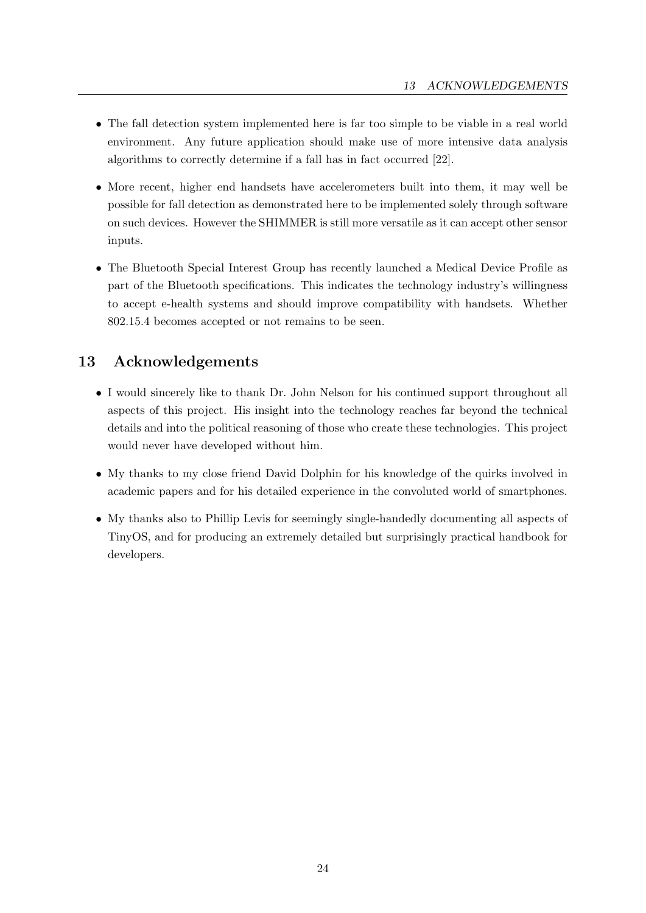- The fall detection system implemented here is far too simple to be viable in a real world environment. Any future application should make use of more intensive data analysis algorithms to correctly determine if a fall has in fact occurred [22].
- More recent, higher end handsets have accelerometers built into them, it may well be possible for fall detection as demonstrated here to be implemented solely through software on such devices. However the SHIMMER is still more versatile as it can accept other sensor inputs.
- The Bluetooth Special Interest Group has recently launched a Medical Device Profile as part of the Bluetooth specifications. This indicates the technology industry's willingness to accept e-health systems and should improve compatibility with handsets. Whether 802.15.4 becomes accepted or not remains to be seen.

## 13 Acknowledgements

- I would sincerely like to thank Dr. John Nelson for his continued support throughout all aspects of this project. His insight into the technology reaches far beyond the technical details and into the political reasoning of those who create these technologies. This project would never have developed without him.
- My thanks to my close friend David Dolphin for his knowledge of the quirks involved in academic papers and for his detailed experience in the convoluted world of smartphones.
- My thanks also to Phillip Levis for seemingly single-handedly documenting all aspects of TinyOS, and for producing an extremely detailed but surprisingly practical handbook for developers.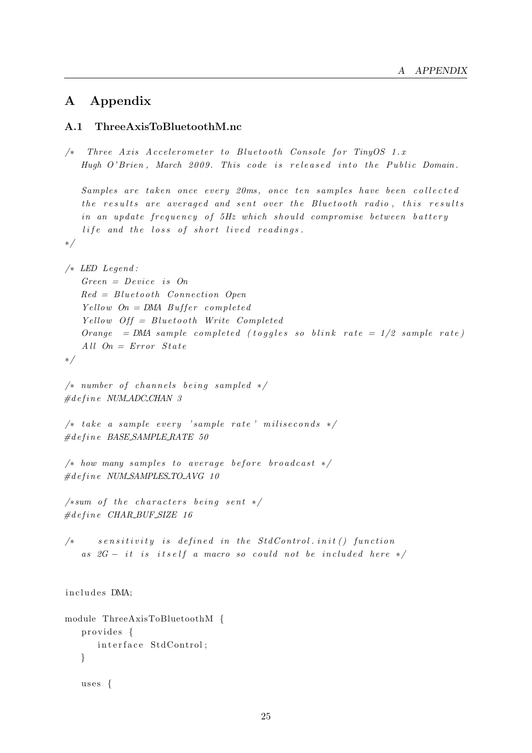# A Appendix

## A.1 ThreeAxisToBluetoothM.nc

```
/*  Three Axis Accelerometer to Bluetooth Console for TinyOS 1.x
    Hugh O'Brien, March 2009. This code is released into the Public Domain.

    Samples are taken once every 20ms, once ten samples have been collected
    the results are averaged and sent over the Bluetooth radio, this results
    in an update frequency of 5Hz which should compromise between battery
    life and the loss of short lived readings.
*/

/* LED Legend:
    Green = Device is On
    Red = Bluetooth Connection Open
    Yellow On = DMA Buffer completed
    Yellow Off = Bluetooth Write Completed
    Orange  = DMA sample completed (toggles so blink rate = 1/2 sample rate)
    All On = Error State
*/

/* number of channels being sampled */
#define NUM_ADC_CHAN 3

/* take a sample every 'sample rate' miliseconds */
#define BASE_SAMPLE_RATE 50

/* how many samples to average before broadcast */
#define NUM_SAMPLES_TO_AVG 10

/*sum of the characters being sent */
#define CHAR_BUF_SIZE 16

/*      sensitivity is defined in the StdControl.init() function
    as 2G - it is itself a macro so could not be included here */


includes DMA;

module ThreeAxisToBluetoothM {
    provides {
        interface StdControl;
    }

    uses {
```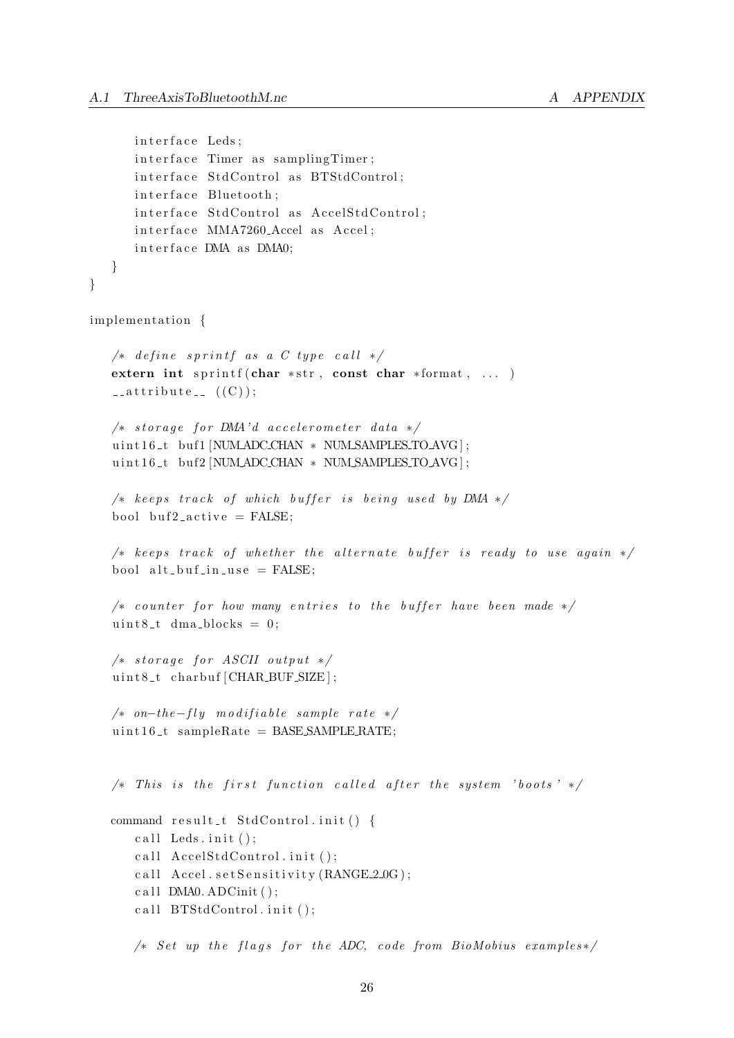```
      interface Leds;
      interface Timer as samplingTimer;
      interface StdControl as BTStdControl;
      interface Bluetooth;
      interface StdControl as AccelStdControl;
      interface MMA7260_Accel as Accel;
      interface DMA as DMA0;
   }
}

implementation {

   /* define sprintf as a C type call */
   extern int sprintf(char *str, const char *format, ... )
   __attribute__ ((C));

   /* storage for DMA'd accelerometer data */
   uint16_t buf1[NUM_ADC_CHAN * NUM_SAMPLES_TO_AVG];
   uint16_t buf2[NUM_ADC_CHAN * NUM_SAMPLES_TO_AVG];

   /* keeps track of which buffer is being used by DMA */
   bool buf2_active = FALSE;

   /* keeps track of whether the alternate buffer is ready to use again */
   bool alt_buf_in_use = FALSE;

   /* counter for how many entries to the buffer have been made */
   uint8_t dma_blocks = 0;

   /* storage for ASCII output */
   uint8_t charbuf[CHAR_BUF_SIZE];

   /* on-the-fly modifiable sample rate */
   uint16_t sampleRate = BASE_SAMPLE_RATE;


   /* This is the first function called after the system 'boots' */

   command result_t StdControl.init() {
      call Leds.init();
      call AccelStdControl.init();
      call Accel.setSensitivity(RANGE_2_0G);
      call DMA0.ADCinit();
      call BTStdControl.init();

      /* Set up the flags for the ADC, code from BioMobius examples*/
```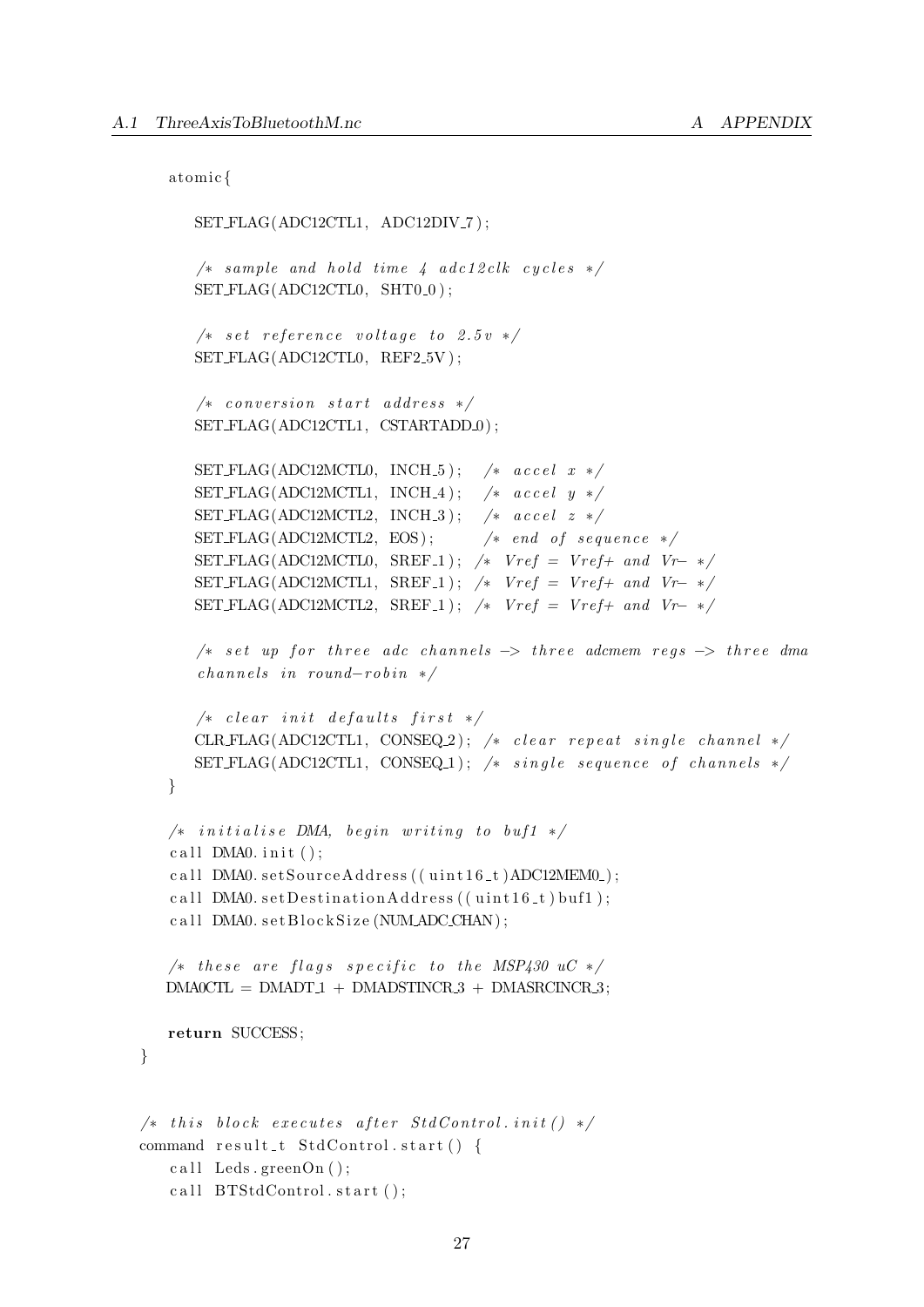```
    atomic{

        SET_FLAG(ADC12CTL1, ADC12DIV_7);

        /* sample and hold time 4 adc12clk cycles */
        SET_FLAG(ADC12CTL0, SHT0_0);

        /* set reference voltage to 2.5v */
        SET_FLAG(ADC12CTL0, REF2_5V);

        /* conversion start address */
        SET_FLAG(ADC12CTL1, CSTARTADD_0);

        SET_FLAG(ADC12MCTL0, INCH_5);  /* accel x */
        SET_FLAG(ADC12MCTL1, INCH_4);  /* accel y */
        SET_FLAG(ADC12MCTL2, INCH_3);  /* accel z */
        SET_FLAG(ADC12MCTL2, EOS);     /* end of sequence */
        SET_FLAG(ADC12MCTL0, SREF_1); /* Vref = Vref+ and Vr- */
        SET_FLAG(ADC12MCTL1, SREF_1); /* Vref = Vref+ and Vr- */
        SET_FLAG(ADC12MCTL2, SREF_1); /* Vref = Vref+ and Vr- */

        /* set up for three adc channels -> three adcmem regs -> three dma
        channels in round-robin */

        /* clear init defaults first */
        CLR_FLAG(ADC12CTL1, CONSEQ_2); /* clear repeat single channel */
        SET_FLAG(ADC12CTL1, CONSEQ_1); /* single sequence of channels */
    }

    /* initialise DMA, begin writing to buf1 */
    call DMA0.init();
    call DMA0.setSourceAddress((uint16_t)ADC12MEM0_);
    call DMA0.setDestinationAddress((uint16_t)buf1);
    call DMA0.setBlockSize(NUM_ADC_CHAN);

    /* these are flags specific to the MSP430 uC */
    DMA0CTL = DMADT_1 + DMADSTINCR_3 + DMASRCINCR_3;

    return SUCCESS;
}


/* this block executes after StdControl.init() */
command result_t StdControl.start() {
    call Leds.greenOn();
    call BTStdControl.start();
```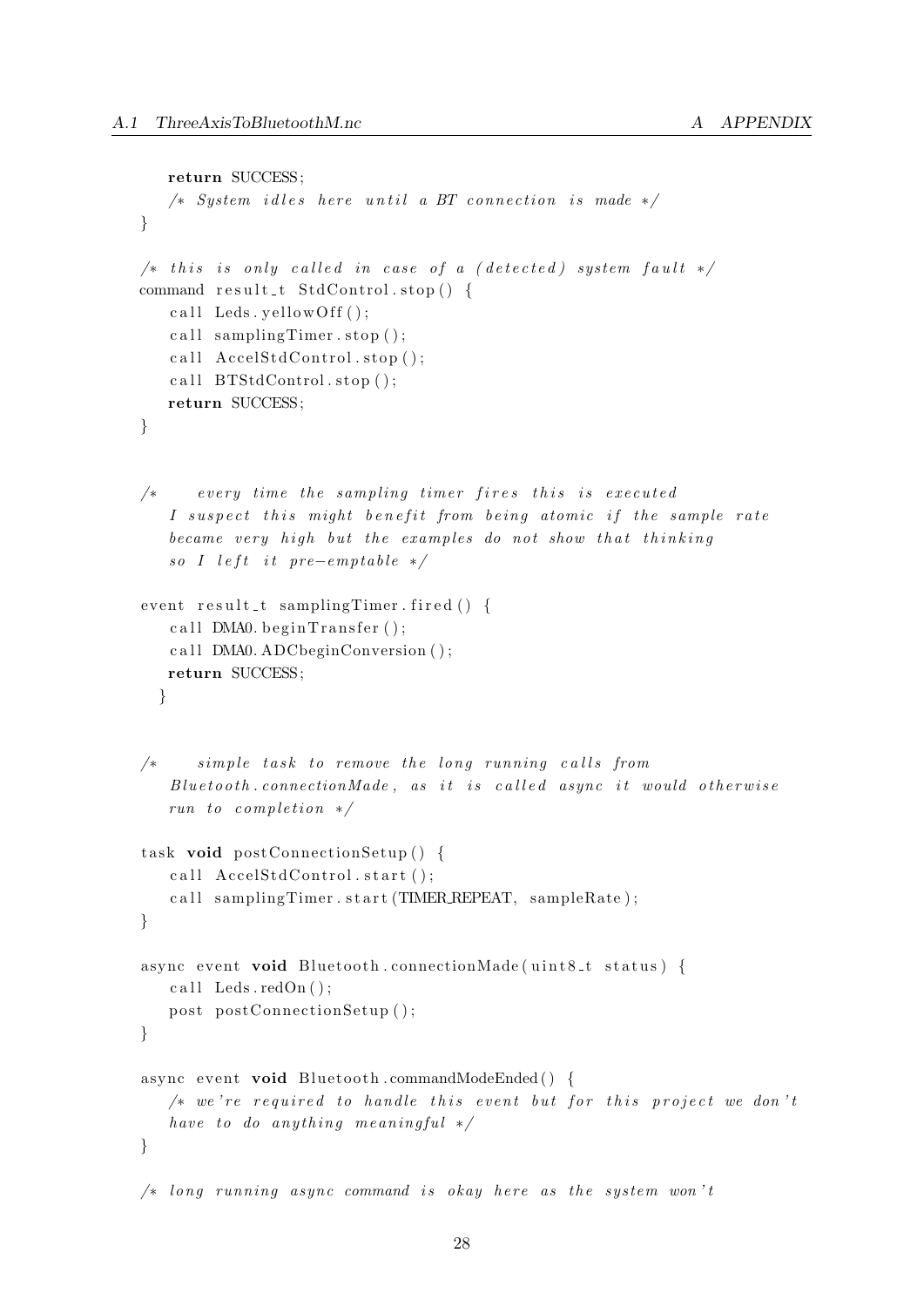```
    return SUCCESS;
    /* System idles here until a BT connection is made */
  }

  /* this is only called in case of a (detected) system fault */
  command result_t StdControl.stop() {
    call Leds.yellowOff();
    call samplingTimer.stop();
    call AccelStdControl.stop();
    call BTStdControl.stop();
    return SUCCESS;
  }


  /*    every time the sampling timer fires this is executed
    I suspect this might benefit from being atomic if the sample rate
    became very high but the examples do not show that thinking
    so I left it pre-emptable */

  event result_t samplingTimer.fired() {
    call DMA0.beginTransfer();
    call DMA0.ADCbeginConversion();
    return SUCCESS;
   }


  /*    simple task to remove the long running calls from
    Bluetooth.connectionMade, as it is called async it would otherwise
    run to completion */

  task void postConnectionSetup() {
    call AccelStdControl.start();
    call samplingTimer.start(TIMER_REPEAT, sampleRate);
  }

  async event void Bluetooth.connectionMade(uint8_t status) {
    call Leds.redOn();
    post postConnectionSetup();
  }

  async event void Bluetooth.commandModeEnded() {
    /* we're required to handle this event but for this project we don't
    have to do anything meaningful */
  }

  /* long running async command is okay here as the system won't
```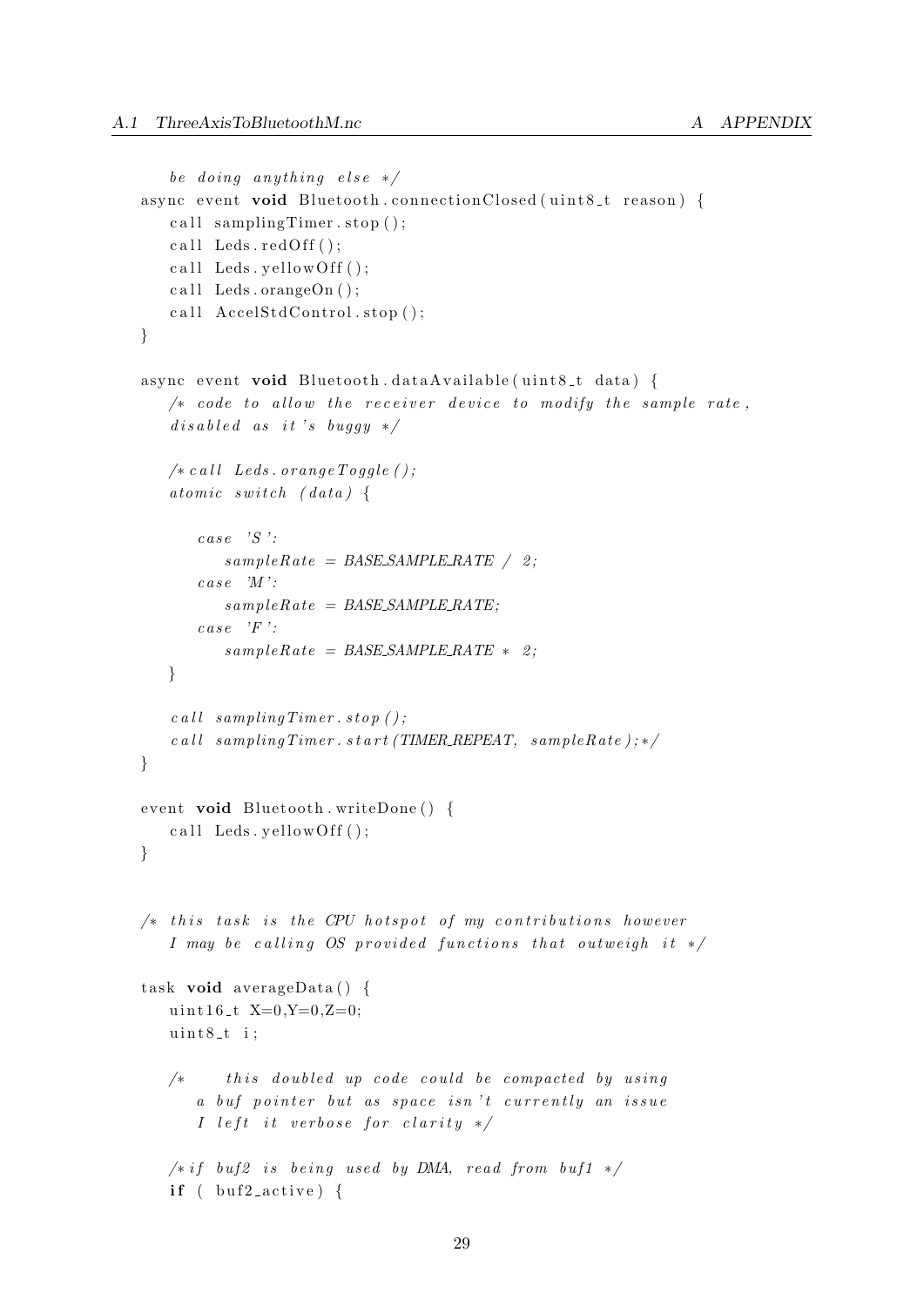```
   be doing anything else */
async event void Bluetooth.connectionClosed(uint8_t reason) {
   call samplingTimer.stop();
   call Leds.redOff();
   call Leds.yellowOff();
   call Leds.orangeOn();
   call AccelStdControl.stop();
}

async event void Bluetooth.dataAvailable(uint8_t data) {
   /* code to allow the receiver device to modify the sample rate,
   disabled as it's buggy */

   /*call Leds.orangeToggle();
   atomic switch (data) {

      case 'S':
         sampleRate = BASE_SAMPLE_RATE / 2;
      case 'M':
         sampleRate = BASE_SAMPLE_RATE;
      case 'F':
         sampleRate = BASE_SAMPLE_RATE * 2;
   }

   call samplingTimer.stop();
   call samplingTimer.start(TIMER_REPEAT, sampleRate);*/
}

event void Bluetooth.writeDone() {
   call Leds.yellowOff();
}


/* this task is the CPU hotspot of my contributions however
   I may be calling OS provided functions that outweigh it */

task void averageData() {
   uint16_t X=0,Y=0,Z=0;
   uint8_t i;

   /*    this doubled up code could be compacted by using
      a buf pointer but as space isn't currently an issue
      I left it verbose for clarity */

   /*if buf2 is being used by DMA, read from buf1 */
   if ( buf2_active) {
```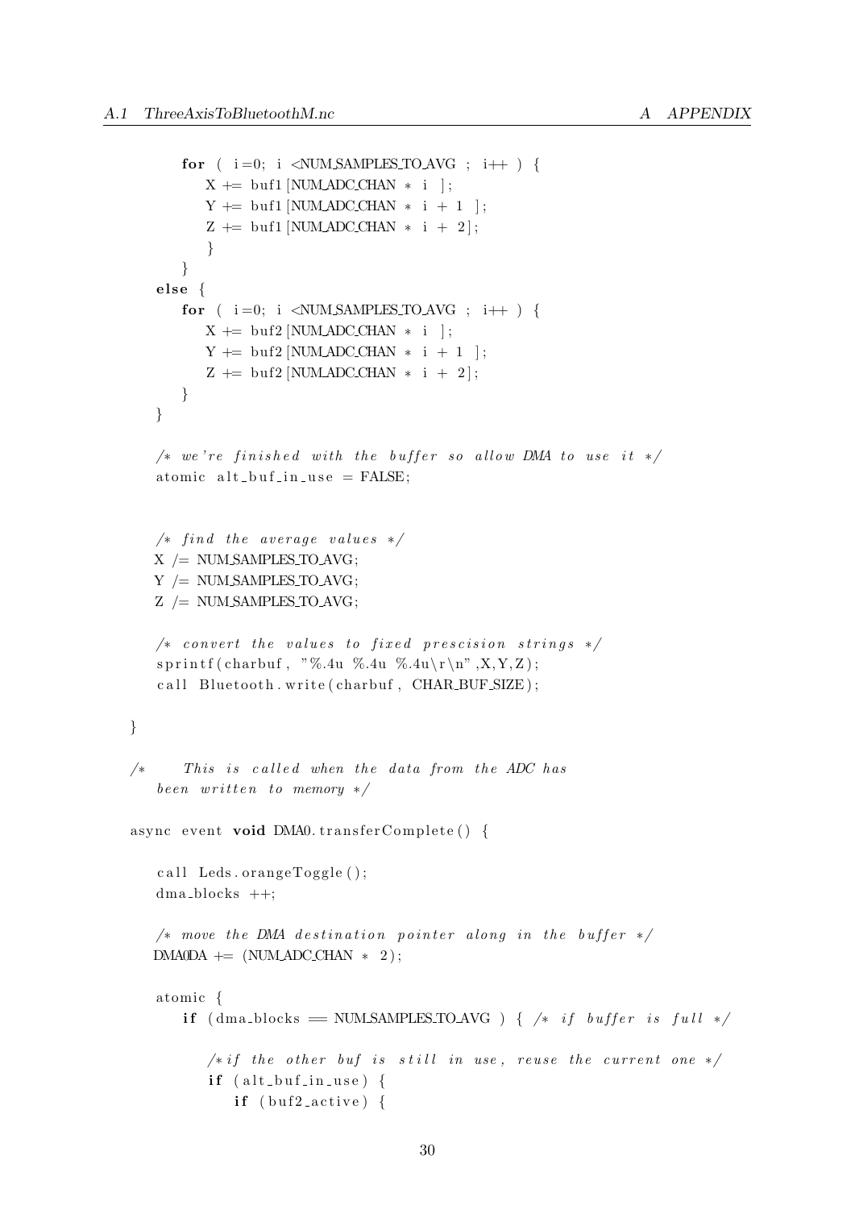```
        for ( i=0; i <NUM_SAMPLES_TO_AVG ; i++ ) {
            X += buf1[NUM_ADC_CHAN * i ];
            Y += buf1[NUM_ADC_CHAN * i + 1 ];
            Z += buf1[NUM_ADC_CHAN * i + 2];
            }
        }
    else {
        for ( i=0; i <NUM_SAMPLES_TO_AVG ; i++ ) {
            X += buf2[NUM_ADC_CHAN * i ];
            Y += buf2[NUM_ADC_CHAN * i + 1 ];
            Z += buf2[NUM_ADC_CHAN * i + 2];
        }
    }

    /* we're finished with the buffer so allow DMA to use it */
    atomic alt_buf_in_use = FALSE;


    /* find the average values */
    X /= NUM_SAMPLES_TO_AVG;
    Y /= NUM_SAMPLES_TO_AVG;
    Z /= NUM_SAMPLES_TO_AVG;

    /* convert the values to fixed prescision strings */
    sprintf(charbuf, "%.4u %.4u %.4u\r\n",X,Y,Z);
    call Bluetooth.write(charbuf, CHAR_BUF_SIZE);

}

/*     This is called when the data from the ADC has
    been written to memory */

async event void DMA0.transferComplete() {

    call Leds.orangeToggle();
    dma_blocks ++;

    /* move the DMA destination pointer along in the buffer */
    DMA0DA += (NUM_ADC_CHAN * 2);

    atomic {
        if (dma_blocks == NUM_SAMPLES_TO_AVG ) { /* if buffer is full */

            /*if the other buf is still in use, reuse the current one */
            if (alt_buf_in_use) {
                if (buf2_active) {
```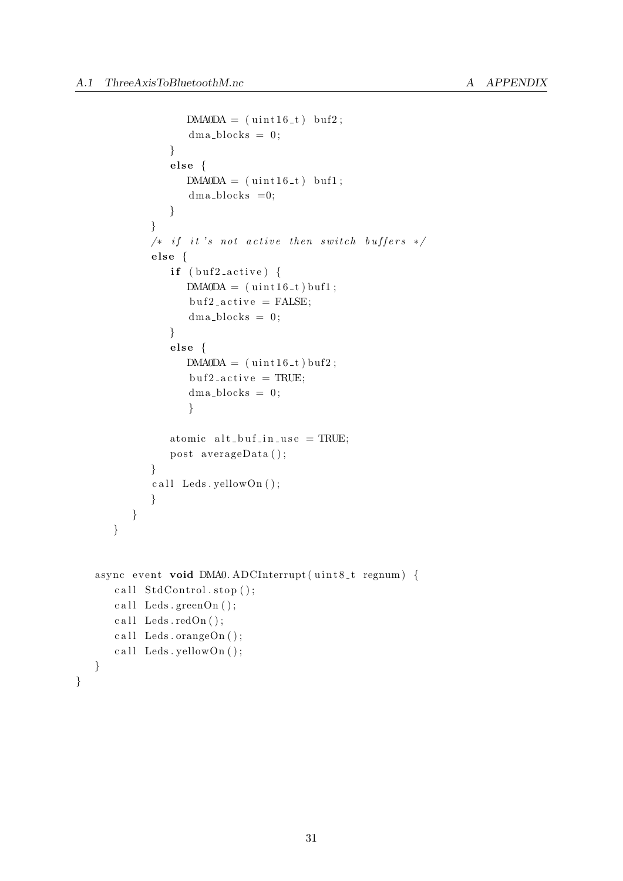```
                DMA0DA = (uint16_t) buf2;
                dma_blocks = 0;
              }
              else {
                DMA0DA = (uint16_t) buf1;
                dma_blocks =0;
              }
            }
            /* if it's not active then switch buffers */
            else {
              if (buf2_active) {
                DMA0DA = (uint16_t)buf1;
                buf2_active = FALSE;
                dma_blocks = 0;
              }
              else {
                DMA0DA = (uint16_t)buf2;
                buf2_active = TRUE;
                dma_blocks = 0;
                }

              atomic alt_buf_in_use = TRUE;
              post averageData();
            }
            call Leds.yellowOn();
            }
        }
      }


    async event void DMA0.ADCInterrupt(uint8_t regnum) {
      call StdControl.stop();
      call Leds.greenOn();
      call Leds.redOn();
      call Leds.orangeOn();
      call Leds.yellowOn();
    }
}
```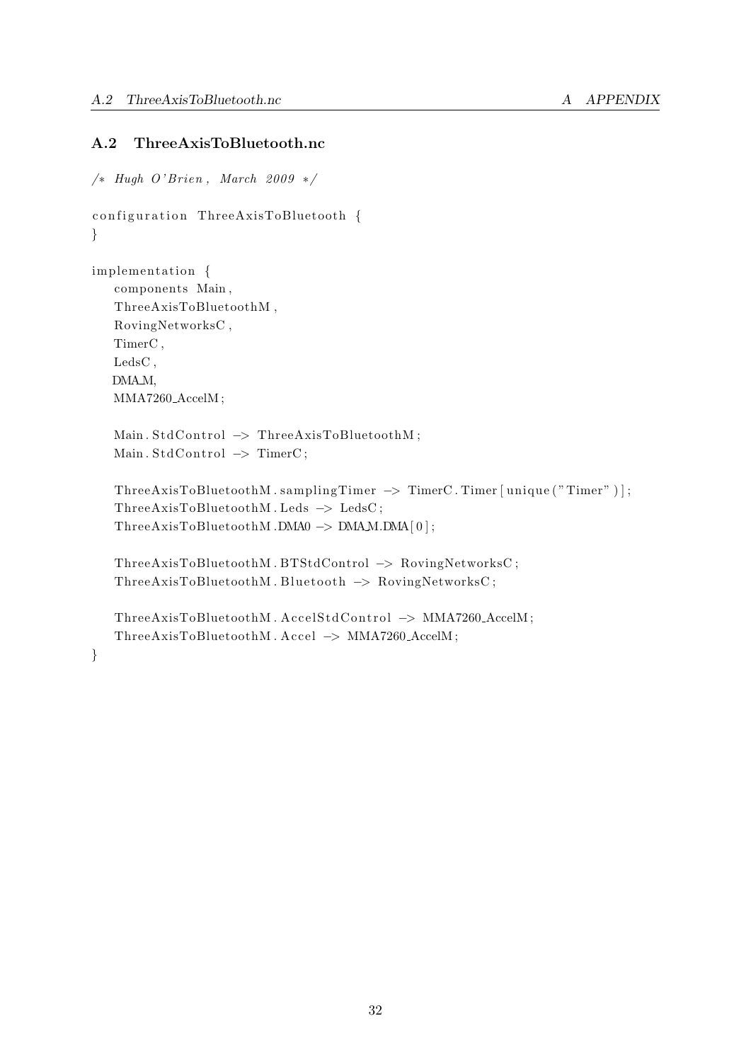## A.2 ThreeAxisToBluetooth.nc

```
/* Hugh O'Brien, March 2009 */

configuration ThreeAxisToBluetooth {
}

implementation {
    components Main,
    ThreeAxisToBluetoothM,
    RovingNetworksC,
    TimerC,
    LedsC,
    DMA_M,
    MMA7260_AccelM;

    Main.StdControl -> ThreeAxisToBluetoothM;
    Main.StdControl -> TimerC;

    ThreeAxisToBluetoothM.samplingTimer -> TimerC.Timer[unique("Timer")];
    ThreeAxisToBluetoothM.Leds -> LedsC;
    ThreeAxisToBluetoothM.DMA0 -> DMA_M.DMA[0];

    ThreeAxisToBluetoothM.BTStdControl -> RovingNetworksC;
    ThreeAxisToBluetoothM.Bluetooth -> RovingNetworksC;

    ThreeAxisToBluetoothM.AccelStdControl -> MMA7260_AccelM;
    ThreeAxisToBluetoothM.Accel -> MMA7260_AccelM;
}
```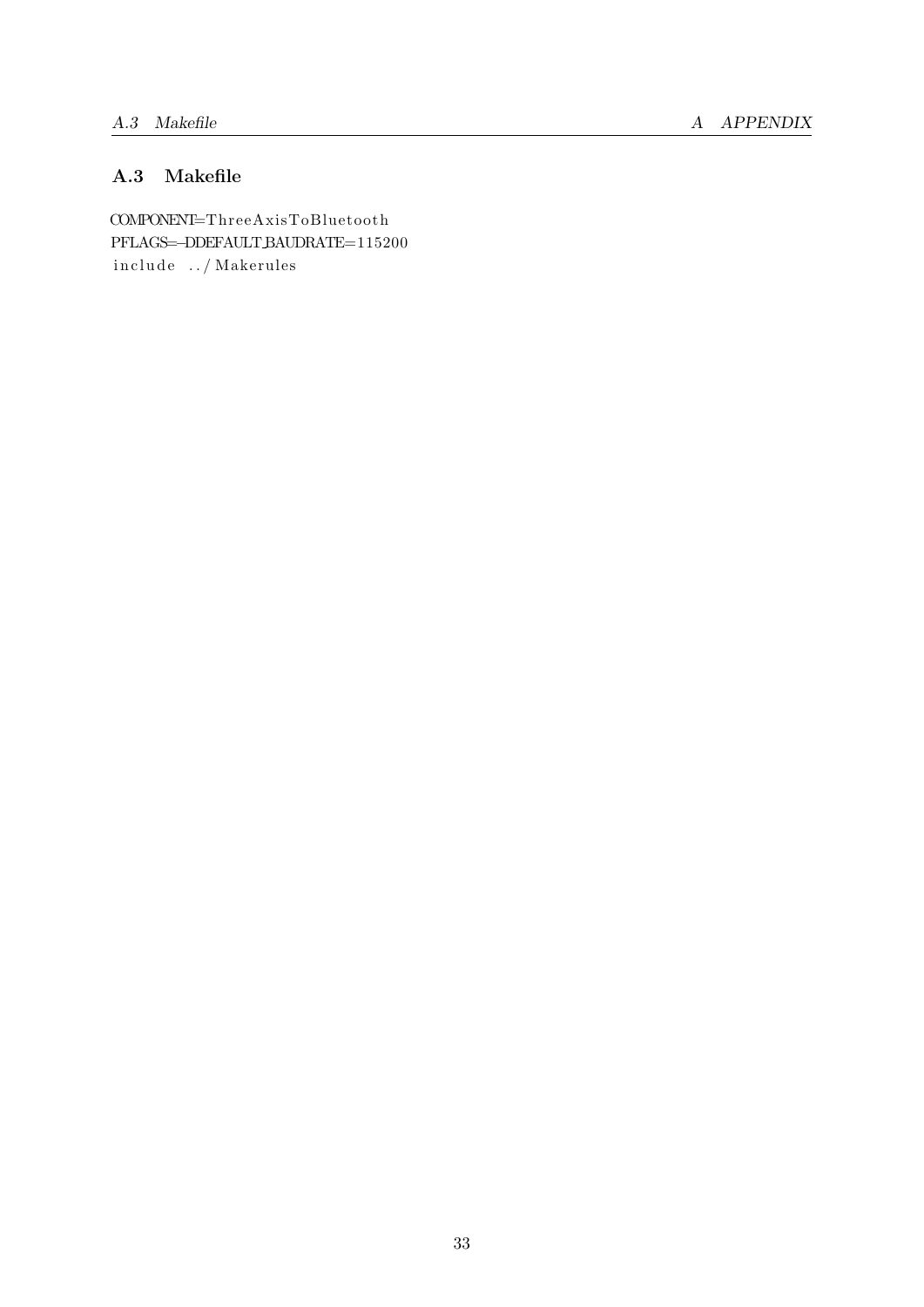## A.3 Makefile

```
COMPONENT=ThreeAxisToBluetooth
PFLAGS=-DDEFAULT_BAUDRATE=115200
include ../Makerules
```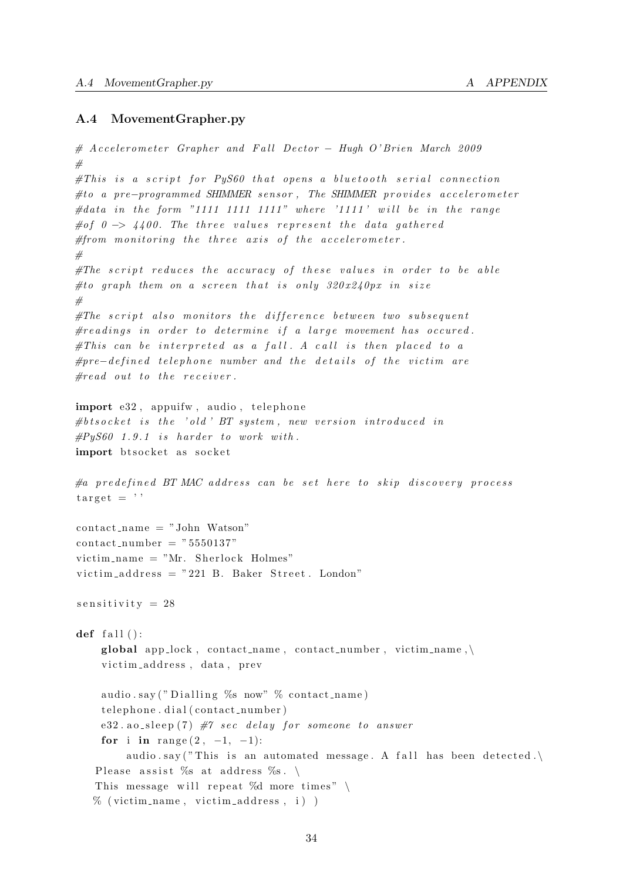### A.4 MovementGrapher.py

```python
# Accelerometer Grapher and Fall Dector - Hugh O'Brien March 2009
#
#This is a script for PyS60 that opens a bluetooth serial connection
#to a pre-programmed SHIMMER sensor, The SHIMMER provides accelerometer
#data in the form "1111 1111 1111" where '1111' will be in the range
#of 0 -> 4400. The three values represent the data gathered
#from monitoring the three axis of the accelerometer.
#
#The script reduces the accuracy of these values in order to be able
#to graph them on a screen that is only 320x240px in size
#
#The script also monitors the difference between two subsequent
#readings in order to determine if a large movement has occured.
#This can be interpreted as a fall. A call is then placed to a
#pre-defined telephone number and the details of the victim are
#read out to the receiver.

import e32, appuifw, audio, telephone
#btsocket is the 'old' BT system, new version introduced in
#PyS60 1.9.1 is harder to work with.
import btsocket as socket

#a predefined BT MAC address can be set here to skip discovery process
target = ''

contact_name = "John Watson"
contact_number = "5550137"
victim_name = "Mr. Sherlock Holmes"
victim_address = "221 B. Baker Street. London"

sensitivity = 28

def fall():
    global app_lock, contact_name, contact_number, victim_name,\
    victim_address, data, prev

    audio.say("Dialling %s now" % contact_name)
    telephone.dial(contact_number)
    e32.ao_sleep(7) #7 sec delay for someone to answer
    for i in range(2, -1, -1):
        audio.say("This is an automated message. A fall has been detected.\
   Please assist %s at address %s. \
   This message will repeat %d more times" \
   % (victim_name, victim_address, i) )
```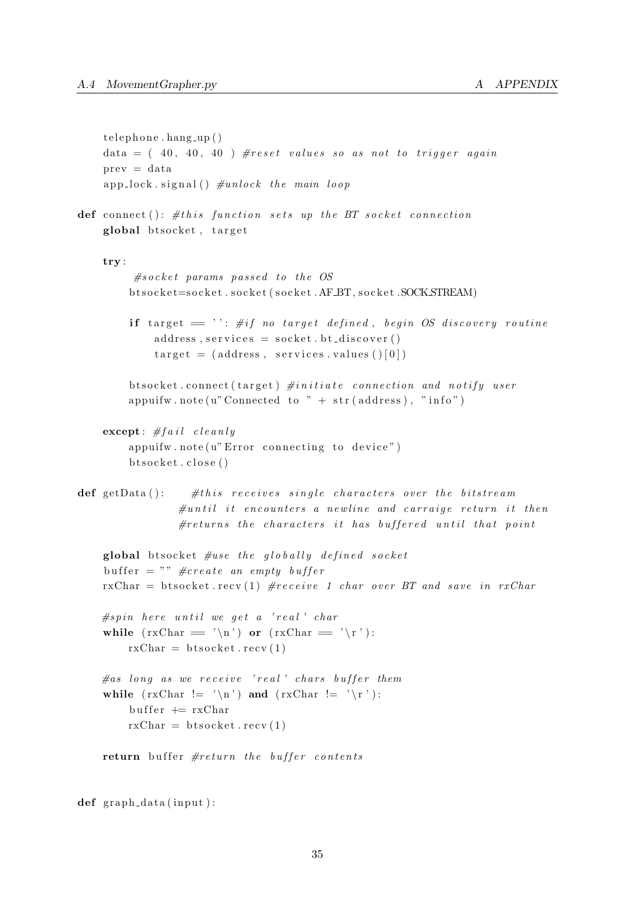```python
    telephone.hang_up()
    data = ( 40, 40, 40 ) #reset values so as not to trigger again
    prev = data
    app_lock.signal() #unlock the main loop

def connect(): #this function sets up the BT socket connection
    global btsocket, target

    try:
        #socket params passed to the OS
        btsocket=socket.socket(socket.AF_BT, socket.SOCK_STREAM)

        if target == '': #if no target defined, begin OS discovery routine
            address, services = socket.bt_discover()
            target = (address, services.values()[0])

        btsocket.connect(target) #initiate connection and notify user
        appuifw.note(u"Connected to " + str(address), "info")

    except: #fail cleanly
        appuifw.note(u"Error connecting to device")
        btsocket.close()

def getData():    #this receives single characters over the bitstream
                  #until it encounters a newline and carraige return it then
                  #returns the characters it has buffered until that point

    global btsocket #use the globally defined socket
    buffer = "" #create an empty buffer
    rxChar = btsocket.recv(1) #receive 1 char over BT and save in rxChar

    #spin here until we get a 'real' char
    while (rxChar == '\n') or (rxChar == '\r'):
        rxChar = btsocket.recv(1)

    #as long as we receive 'real' chars buffer them
    while (rxChar != '\n') and (rxChar != '\r'):
        buffer += rxChar
        rxChar = btsocket.recv(1)

    return buffer #return the buffer contents


def graph_data(input):
```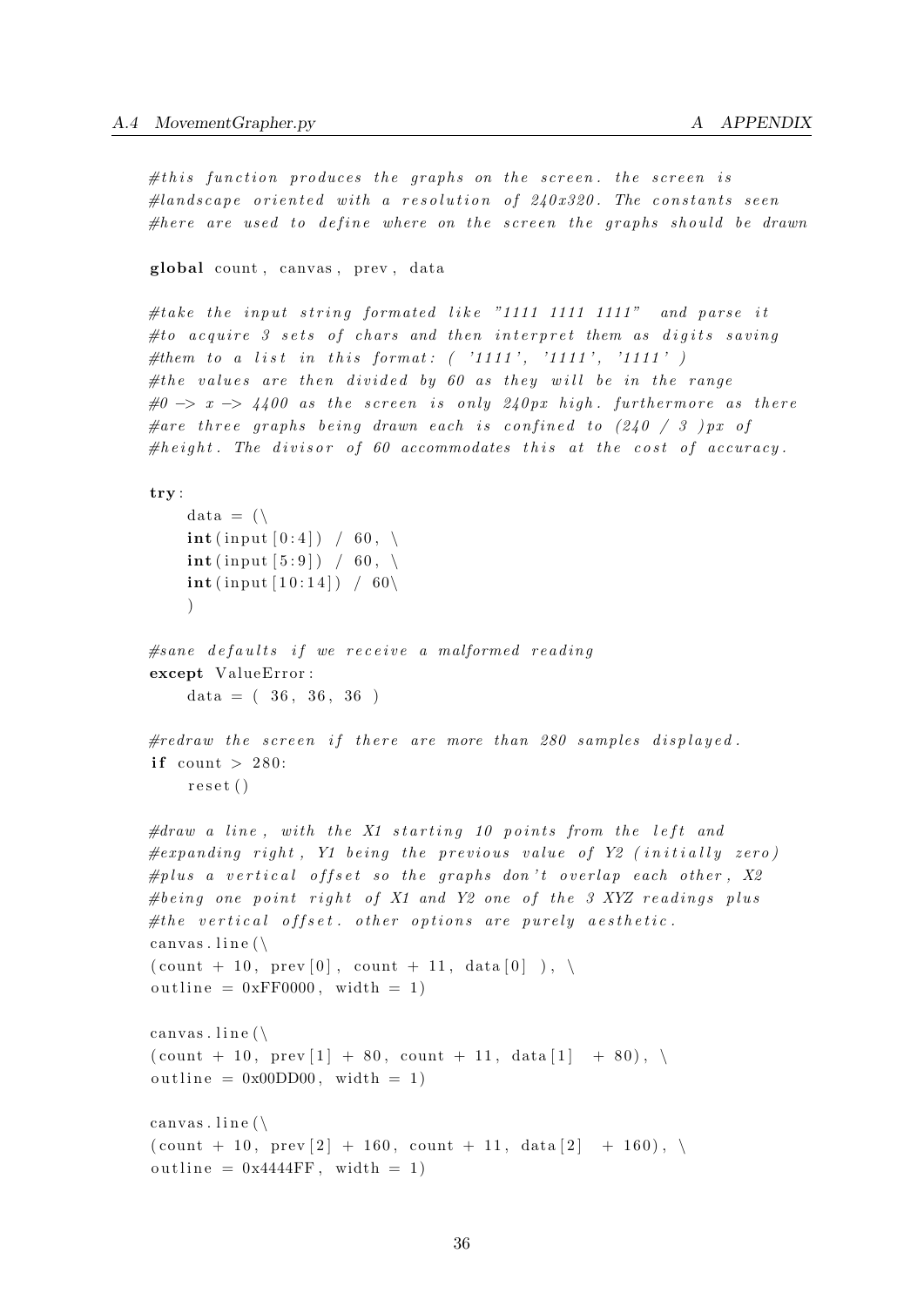```python
#this function produces the graphs on the screen. the screen is
#landscape oriented with a resolution of 240x320. The constants seen
#here are used to define where on the screen the graphs should be drawn

global count, canvas, prev, data

#take the input string formated like "1111 1111 1111"  and parse it
#to acquire 3 sets of chars and then interpret them as digits saving
#them to a list in this format: ( '1111', '1111', '1111' )
#the values are then divided by 60 as they will be in the range
#0 -> x -> 4400 as the screen is only 240px high. furthermore as there
#are three graphs being drawn each is confined to (240 / 3 )px of
#height. The divisor of 60 accommodates this at the cost of accuracy.

try:
    data = (\
    int(input[0:4]) / 60, \
    int(input[5:9]) / 60, \
    int(input[10:14]) / 60\
    )

#sane defaults if we receive a malformed reading
except ValueError:
    data = ( 36, 36, 36 )

#redraw the screen if there are more than 280 samples displayed.
if count > 280:
    reset()

#draw a line, with the X1 starting 10 points from the left and
#expanding right, Y1 being the previous value of Y2 (initially zero)
#plus a vertical offset so the graphs don't overlap each other, X2
#being one point right of X1 and Y2 one of the 3 XYZ readings plus
#the vertical offset. other options are purely aesthetic.
canvas.line(\
(count + 10, prev[0], count + 11, data[0] ), \
outline = 0xFF0000, width = 1)

canvas.line(\
(count + 10, prev[1] + 80, count + 11, data[1]  + 80), \
outline = 0x00DD00, width = 1)

canvas.line(\
(count + 10, prev[2] + 160, count + 11, data[2]  + 160), \
outline = 0x4444FF, width = 1)
```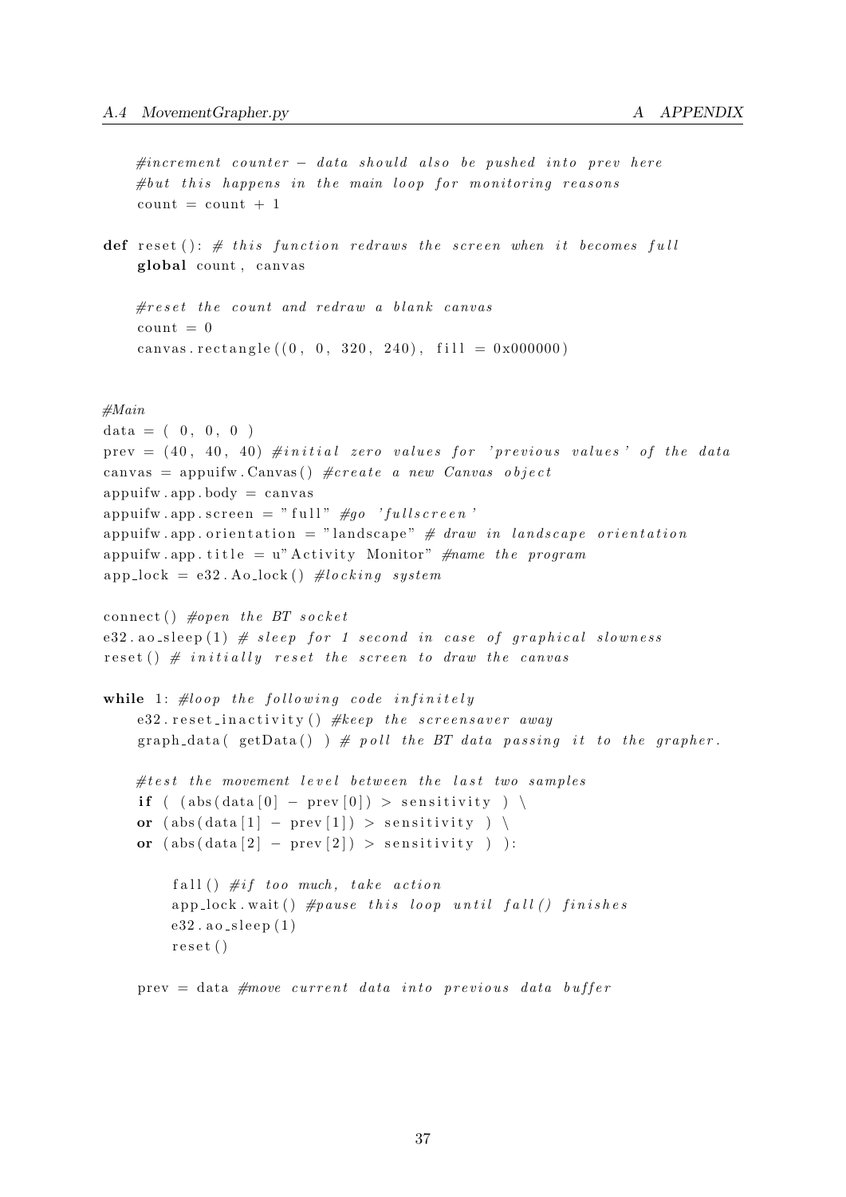```
    #increment counter - data should also be pushed into prev here
    #but this happens in the main loop for monitoring reasons
    count = count + 1

def reset(): # this function redraws the screen when it becomes full
    global count, canvas

    #reset the count and redraw a blank canvas
    count = 0
    canvas.rectangle((0, 0, 320, 240), fill = 0x000000)


#Main
data = ( 0, 0, 0 )
prev = (40, 40, 40) #initial zero values for 'previous values' of the data
canvas = appuifw.Canvas() #create a new Canvas object
appuifw.app.body = canvas
appuifw.app.screen = "full" #go 'fullscreen'
appuifw.app.orientation = "landscape" # draw in landscape orientation
appuifw.app.title = u"Activity Monitor" #name the program
app_lock = e32.Ao_lock() #locking system

connect() #open the BT socket
e32.ao_sleep(1) # sleep for 1 second in case of graphical slowness
reset() # initially reset the screen to draw the canvas

while 1: #loop the following code infinitely
    e32.reset_inactivity() #keep the screensaver away
    graph_data( getData() ) # poll the BT data passing it to the grapher.

    #test the movement level between the last two samples
    if ( (abs(data[0] - prev[0]) > sensitivity ) \
    or (abs(data[1] - prev[1]) > sensitivity ) \
    or (abs(data[2] - prev[2]) > sensitivity ) ):

        fall() #if too much, take action
        app_lock.wait() #pause this loop until fall() finishes
        e32.ao_sleep(1)
        reset()

    prev = data #move current data into previous data buffer
```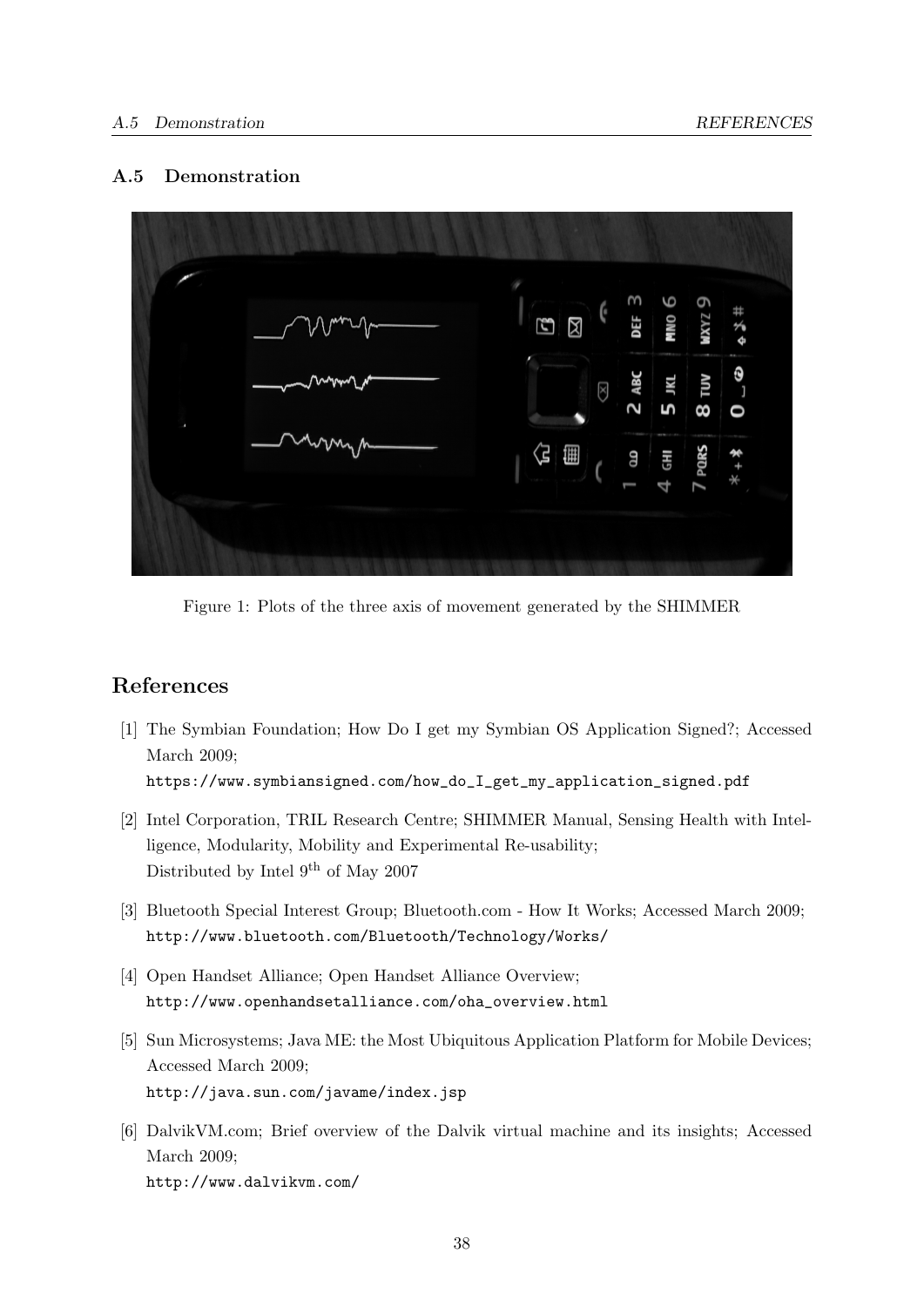### A.5 Demonstration

Figure 1: Plots of the three axis of movement generated by the SHIMMER

## References

[1] The Symbian Foundation; How Do I get my Symbian OS Application Signed?; Accessed March 2009;
https://www.symbiansigned.com/how_do_I_get_my_application_signed.pdf

[2] Intel Corporation, TRIL Research Centre; SHIMMER Manual, Sensing Health with Intelligence, Modularity, Mobility and Experimental Re-usability;
Distributed by Intel 9th of May 2007

[3] Bluetooth Special Interest Group; Bluetooth.com - How It Works; Accessed March 2009;
http://www.bluetooth.com/Bluetooth/Technology/Works/

[4] Open Handset Alliance; Open Handset Alliance Overview;
http://www.openhandsetalliance.com/oha_overview.html

[5] Sun Microsystems; Java ME: the Most Ubiquitous Application Platform for Mobile Devices; Accessed March 2009;
http://java.sun.com/javame/index.jsp

[6] DalvikVM.com; Brief overview of the Dalvik virtual machine and its insights; Accessed March 2009;
http://www.dalvikvm.com/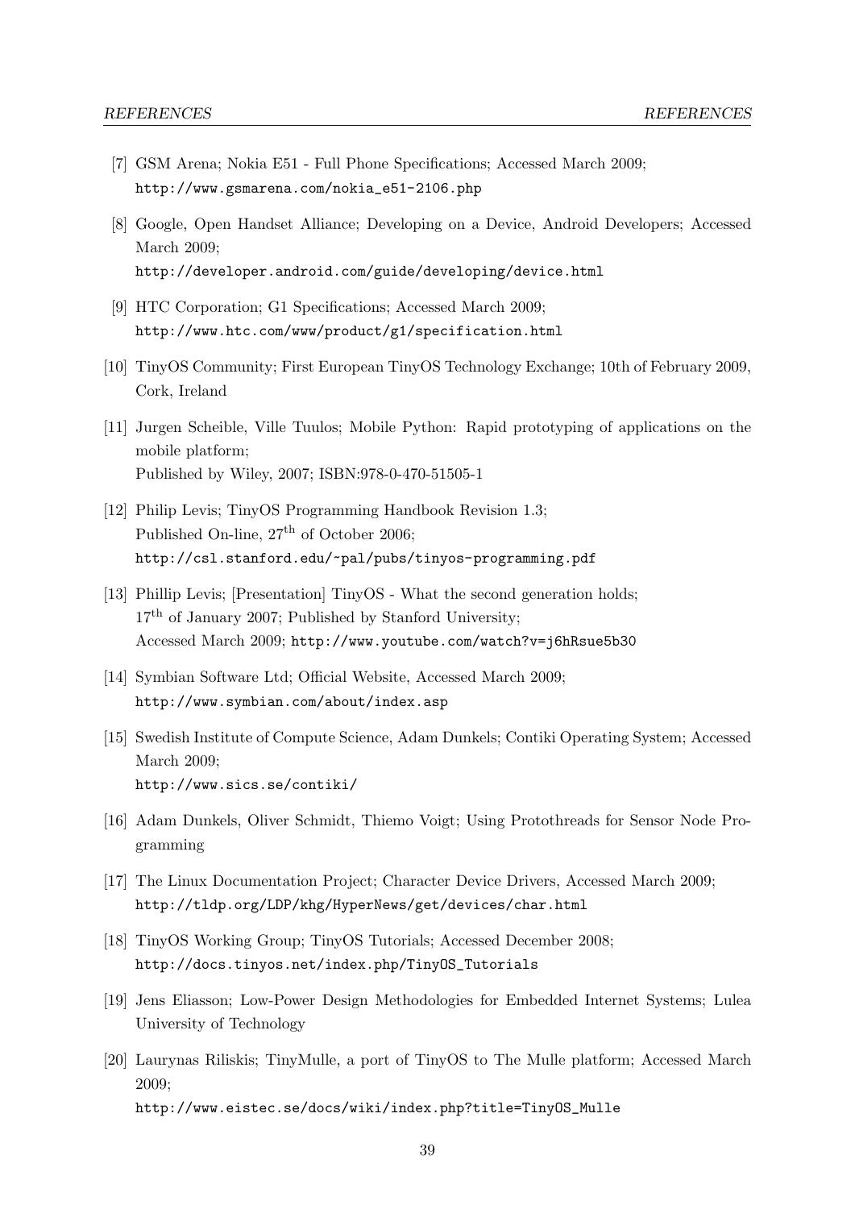[7] GSM Arena; Nokia E51 - Full Phone Specifications; Accessed March 2009; `http://www.gsmarena.com/nokia_e51-2106.php`

[8] Google, Open Handset Alliance; Developing on a Device, Android Developers; Accessed March 2009;
`http://developer.android.com/guide/developing/device.html`

[9] HTC Corporation; G1 Specifications; Accessed March 2009;
`http://www.htc.com/www/product/g1/specification.html`

[10] TinyOS Community; First European TinyOS Technology Exchange; 10th of February 2009, Cork, Ireland

[11] Jurgen Scheible, Ville Tuulos; Mobile Python: Rapid prototyping of applications on the mobile platform;
Published by Wiley, 2007; ISBN:978-0-470-51505-1

[12] Philip Levis; TinyOS Programming Handbook Revision 1.3;
Published On-line, $27^{\text{th}}$ of October 2006;
`http://csl.stanford.edu/~pal/pubs/tinyos-programming.pdf`

[13] Phillip Levis; [Presentation] TinyOS - What the second generation holds;
$17^{\text{th}}$ of January 2007; Published by Stanford University;
Accessed March 2009; `http://www.youtube.com/watch?v=j6hRsue5b30`

[14] Symbian Software Ltd; Official Website, Accessed March 2009;
`http://www.symbian.com/about/index.asp`

[15] Swedish Institute of Compute Science, Adam Dunkels; Contiki Operating System; Accessed March 2009;
`http://www.sics.se/contiki/`

[16] Adam Dunkels, Oliver Schmidt, Thiemo Voigt; Using Protothreads for Sensor Node Programming

[17] The Linux Documentation Project; Character Device Drivers, Accessed March 2009;
`http://tldp.org/LDP/khg/HyperNews/get/devices/char.html`

[18] TinyOS Working Group; TinyOS Tutorials; Accessed December 2008;
`http://docs.tinyos.net/index.php/TinyOS_Tutorials`

[19] Jens Eliasson; Low-Power Design Methodologies for Embedded Internet Systems; Lulea University of Technology

[20] Laurynas Riliskis; TinyMulle, a port of TinyOS to The Mulle platform; Accessed March 2009;
`http://www.eistec.se/docs/wiki/index.php?title=TinyOS_Mulle`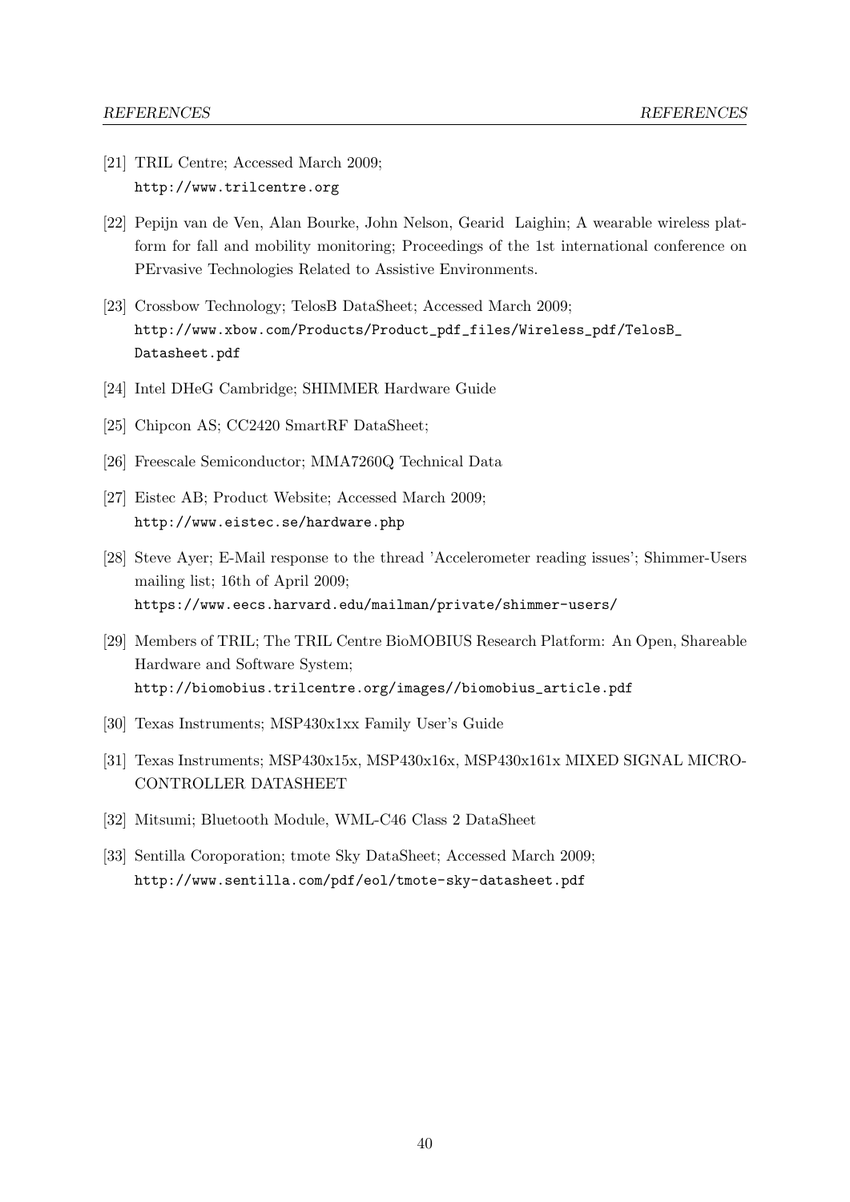[21] TRIL Centre; Accessed March 2009;
http://www.trilcentre.org

[22] Pepijn van de Ven, Alan Bourke, John Nelson, Gearid Laighin; A wearable wireless platform for fall and mobility monitoring; Proceedings of the 1st international conference on PErvasive Technologies Related to Assistive Environments.

[23] Crossbow Technology; TelosB DataSheet; Accessed March 2009;
http://www.xbow.com/Products/Product_pdf_files/Wireless_pdf/TelosB_Datasheet.pdf

[24] Intel DHeG Cambridge; SHIMMER Hardware Guide

[25] Chipcon AS; CC2420 SmartRF DataSheet;

[26] Freescale Semiconductor; MMA7260Q Technical Data

[27] Eistec AB; Product Website; Accessed March 2009;
http://www.eistec.se/hardware.php

[28] Steve Ayer; E-Mail response to the thread 'Accelerometer reading issues'; Shimmer-Users mailing list; 16th of April 2009;
https://www.eecs.harvard.edu/mailman/private/shimmer-users/

[29] Members of TRIL; The TRIL Centre BioMOBIUS Research Platform: An Open, Shareable Hardware and Software System;
http://biomobius.trilcentre.org/images//biomobius_article.pdf

[30] Texas Instruments; MSP430x1xx Family User's Guide

[31] Texas Instruments; MSP430x15x, MSP430x16x, MSP430x161x MIXED SIGNAL MICROCONTROLLER DATASHEET

[32] Mitsumi; Bluetooth Module, WML-C46 Class 2 DataSheet

[33] Sentilla Coroporation; tmote Sky DataSheet; Accessed March 2009;
http://www.sentilla.com/pdf/eol/tmote-sky-datasheet.pdf